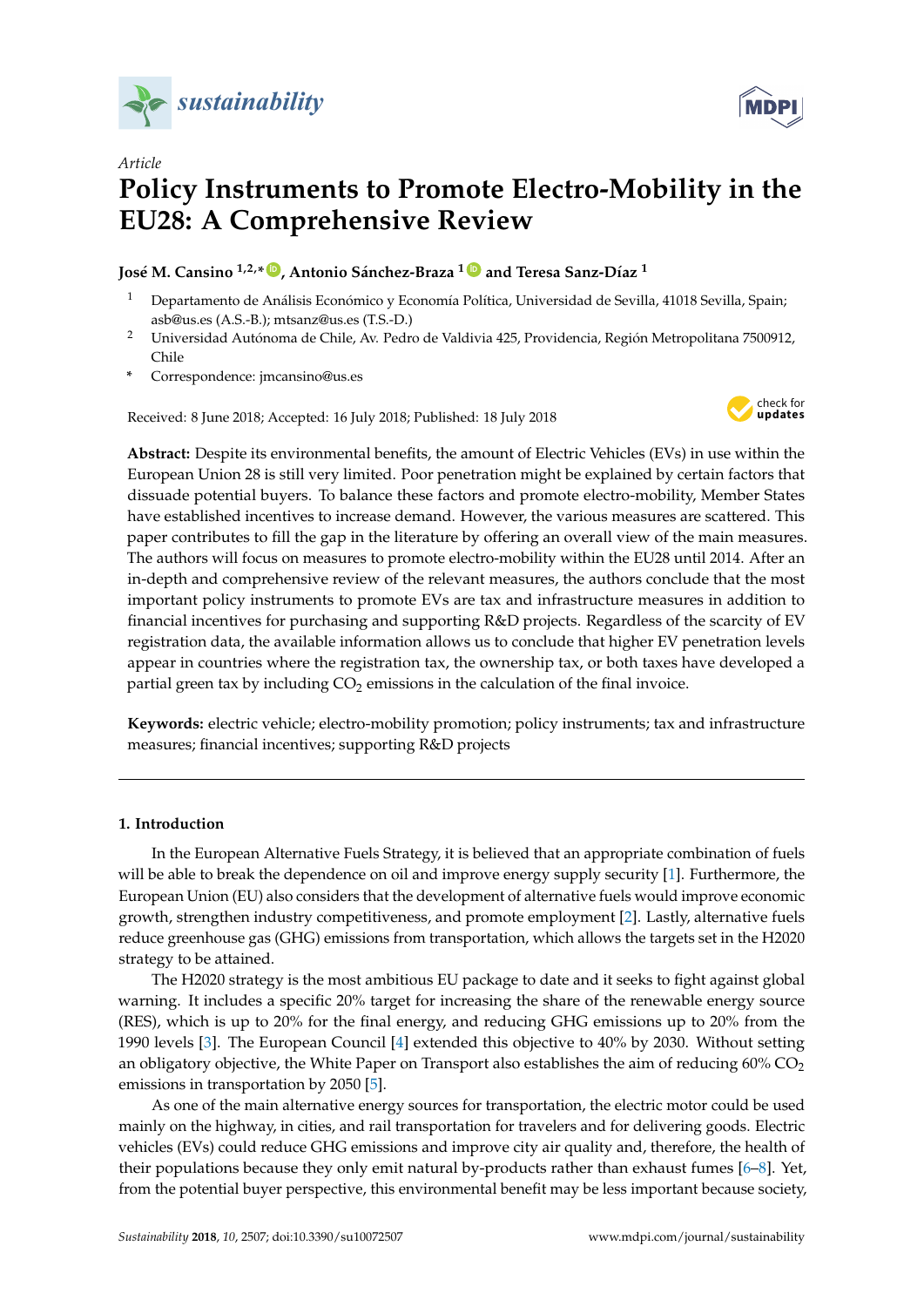*Article*

# Policy Instruments to Promote Electro-Mobility in the EU28: A Comprehensive Review

**José M. Cansino [1,2,*], Antonio Sánchez-Braza [1] and Teresa Sanz-Díaz [1]**

[1] Departamento de Análisis Económico y Economía Política, Universidad de Sevilla, 41018 Sevilla, Spain; asb@us.es (A.S.-B.); mtsanz@us.es (T.S.-D.)

[2] Universidad Autónoma de Chile, Av. Pedro de Valdivia 425, Providencia, Región Metropolitana 7500912, Chile

\* Correspondence: jmcansino@us.es

Received: 8 June 2018; Accepted: 16 July 2018; Published: 18 July 2018

**Abstract:** Despite its environmental benefits, the amount of Electric Vehicles (EVs) in use within the European Union 28 is still very limited. Poor penetration might be explained by certain factors that dissuade potential buyers. To balance these factors and promote electro-mobility, Member States have established incentives to increase demand. However, the various measures are scattered. This paper contributes to fill the gap in the literature by offering an overall view of the main measures. The authors will focus on measures to promote electro-mobility within the EU28 until 2014. After an in-depth and comprehensive review of the relevant measures, the authors conclude that the most important policy instruments to promote EVs are tax and infrastructure measures in addition to financial incentives for purchasing and supporting R&D projects. Regardless of the scarcity of EV registration data, the available information allows us to conclude that higher EV penetration levels appear in countries where the registration tax, the ownership tax, or both taxes have developed a partial green tax by including $CO_2$ emissions in the calculation of the final invoice.

**Keywords:** electric vehicle; electro-mobility promotion; policy instruments; tax and infrastructure measures; financial incentives; supporting R&D projects

## 1. Introduction

In the European Alternative Fuels Strategy, it is believed that an appropriate combination of fuels will be able to break the dependence on oil and improve energy supply security [1]. Furthermore, the European Union (EU) also considers that the development of alternative fuels would improve economic growth, strengthen industry competitiveness, and promote employment [2]. Lastly, alternative fuels reduce greenhouse gas (GHG) emissions from transportation, which allows the targets set in the H2020 strategy to be attained.

The H2020 strategy is the most ambitious EU package to date and it seeks to fight against global warning. It includes a specific 20% target for increasing the share of the renewable energy source (RES), which is up to 20% for the final energy, and reducing GHG emissions up to 20% from the 1990 levels [3]. The European Council [4] extended this objective to 40% by 2030. Without setting an obligatory objective, the White Paper on Transport also establishes the aim of reducing 60% $CO_2$ emissions in transportation by 2050 [5].

As one of the main alternative energy sources for transportation, the electric motor could be used mainly on the highway, in cities, and rail transportation for travelers and for delivering goods. Electric vehicles (EVs) could reduce GHG emissions and improve city air quality and, therefore, the health of their populations because they only emit natural by-products rather than exhaust fumes [6–8]. Yet, from the potential buyer perspective, this environmental benefit may be less important because society,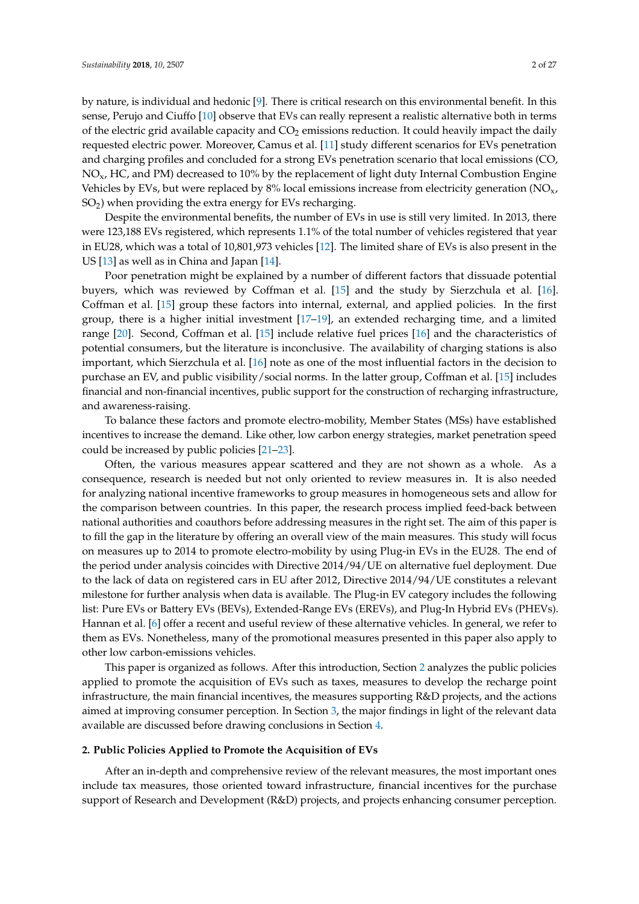by nature, is individual and hedonic [9]. There is critical research on this environmental benefit. In this sense, Perujo and Ciuffo [10] observe that EVs can really represent a realistic alternative both in terms of the electric grid available capacity and $CO_2$ emissions reduction. It could heavily impact the daily requested electric power. Moreover, Camus et al. [11] study different scenarios for EVs penetration and charging profiles and concluded for a strong EVs penetration scenario that local emissions (CO, $NO_x$, HC, and PM) decreased to 10% by the replacement of light duty Internal Combustion Engine Vehicles by EVs, but were replaced by 8% local emissions increase from electricity generation ($NO_x$, $SO_2$) when providing the extra energy for EVs recharging.

Despite the environmental benefits, the number of EVs in use is still very limited. In 2013, there were 123,188 EVs registered, which represents 1.1% of the total number of vehicles registered that year in EU28, which was a total of 10,801,973 vehicles [12]. The limited share of EVs is also present in the US [13] as well as in China and Japan [14].

Poor penetration might be explained by a number of different factors that dissuade potential buyers, which was reviewed by Coffman et al. [15] and the study by Sierzchula et al. [16]. Coffman et al. [15] group these factors into internal, external, and applied policies. In the first group, there is a higher initial investment [17–19], an extended recharging time, and a limited range [20]. Second, Coffman et al. [15] include relative fuel prices [16] and the characteristics of potential consumers, but the literature is inconclusive. The availability of charging stations is also important, which Sierzchula et al. [16] note as one of the most influential factors in the decision to purchase an EV, and public visibility/social norms. In the latter group, Coffman et al. [15] includes financial and non-financial incentives, public support for the construction of recharging infrastructure, and awareness-raising.

To balance these factors and promote electro-mobility, Member States (MSs) have established incentives to increase the demand. Like other, low carbon energy strategies, market penetration speed could be increased by public policies [21–23].

Often, the various measures appear scattered and they are not shown as a whole. As a consequence, research is needed but not only oriented to review measures in. It is also needed for analyzing national incentive frameworks to group measures in homogeneous sets and allow for the comparison between countries. In this paper, the research process implied feed-back between national authorities and coauthors before addressing measures in the right set. The aim of this paper is to fill the gap in the literature by offering an overall view of the main measures. This study will focus on measures up to 2014 to promote electro-mobility by using Plug-in EVs in the EU28. The end of the period under analysis coincides with Directive 2014/94/UE on alternative fuel deployment. Due to the lack of data on registered cars in EU after 2012, Directive 2014/94/UE constitutes a relevant milestone for further analysis when data is available. The Plug-in EV category includes the following list: Pure EVs or Battery EVs (BEVs), Extended-Range EVs (EREVs), and Plug-In Hybrid EVs (PHEVs). Hannan et al. [6] offer a recent and useful review of these alternative vehicles. In general, we refer to them as EVs. Nonetheless, many of the promotional measures presented in this paper also apply to other low carbon-emissions vehicles.

This paper is organized as follows. After this introduction, Section 2 analyzes the public policies applied to promote the acquisition of EVs such as taxes, measures to develop the recharge point infrastructure, the main financial incentives, the measures supporting R&D projects, and the actions aimed at improving consumer perception. In Section 3, the major findings in light of the relevant data available are discussed before drawing conclusions in Section 4.

## 2. Public Policies Applied to Promote the Acquisition of EVs

After an in-depth and comprehensive review of the relevant measures, the most important ones include tax measures, those oriented toward infrastructure, financial incentives for the purchase support of Research and Development (R&D) projects, and projects enhancing consumer perception.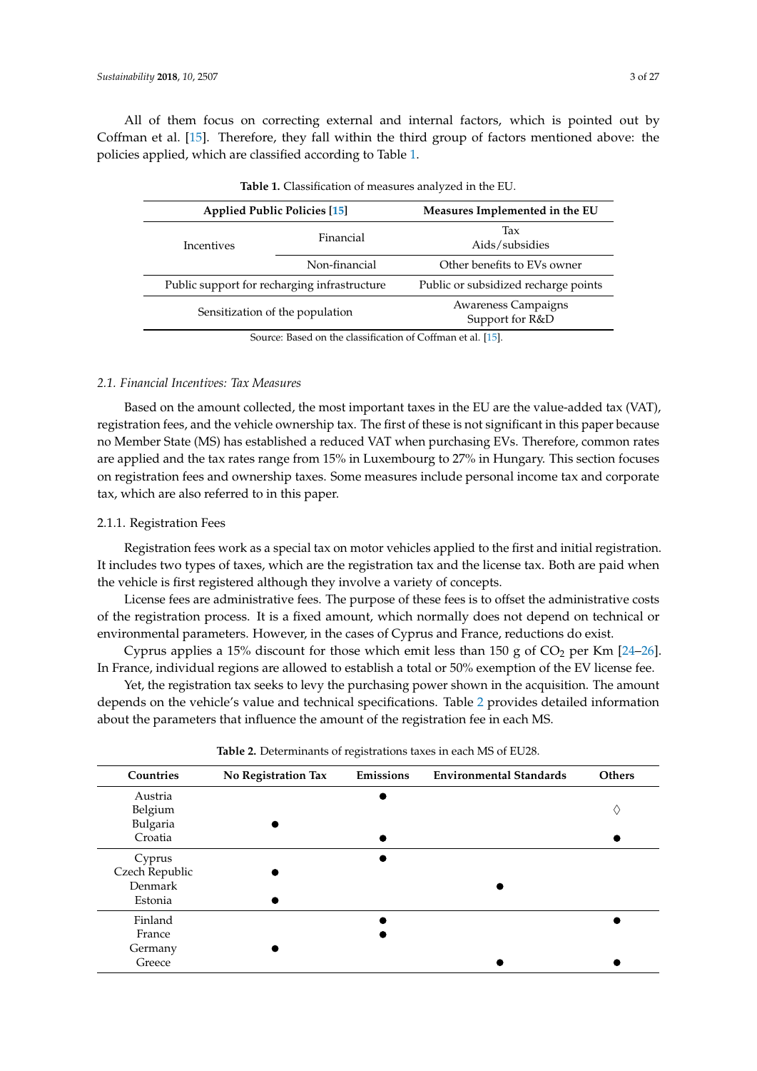All of them focus on correcting external and internal factors, which is pointed out by Coffman et al. [15]. Therefore, they fall within the third group of factors mentioned above: the policies applied, which are classified according to Table 1.

**Table 1.** Classification of measures analyzed in the EU.

| Applied Public Policies [15] | | Measures Implemented in the EU |
|---|---|---|
| Incentives | Financial | Tax<br>Aids/subsidies |
| | Non-financial | Other benefits to EVs owner |
| Public support for recharging infrastructure | | Public or subsidized recharge points |
| Sensitization of the population | | Awareness Campaigns<br>Support for R&D |

Source: Based on the classification of Coffman et al. [15].

### 2.1. Financial Incentives: Tax Measures

Based on the amount collected, the most important taxes in the EU are the value-added tax (VAT), registration fees, and the vehicle ownership tax. The first of these is not significant in this paper because no Member State (MS) has established a reduced VAT when purchasing EVs. Therefore, common rates are applied and the tax rates range from 15% in Luxembourg to 27% in Hungary. This section focuses on registration fees and ownership taxes. Some measures include personal income tax and corporate tax, which are also referred to in this paper.

#### 2.1.1. Registration Fees

Registration fees work as a special tax on motor vehicles applied to the first and initial registration. It includes two types of taxes, which are the registration tax and the license tax. Both are paid when the vehicle is first registered although they involve a variety of concepts.

License fees are administrative fees. The purpose of these fees is to offset the administrative costs of the registration process. It is a fixed amount, which normally does not depend on technical or environmental parameters. However, in the cases of Cyprus and France, reductions do exist.

Cyprus applies a 15% discount for those which emit less than 150 g of $CO_2$ per Km [24–26]. In France, individual regions are allowed to establish a total or 50% exemption of the EV license fee.

Yet, the registration tax seeks to levy the purchasing power shown in the acquisition. The amount depends on the vehicle's value and technical specifications. Table 2 provides detailed information about the parameters that influence the amount of the registration fee in each MS.

**Table 2.** Determinants of registrations taxes in each MS of EU28.

| Countries | No Registration Tax | Emissions | Environmental Standards | Others |
|---|---|---|---|---|
| Austria | | ● | | |
| Belgium | | | | ◊ |
| Bulgaria | ● | | | |
| Croatia | | ● | | ● |
| Cyprus | | ● | | |
| Czech Republic | ● | | | |
| Denmark | | | ● | |
| Estonia | ● | | | |
| Finland | | ● | | ● |
| France | | ● | | |
| Germany | ● | | | |
| Greece | | | ● | ● |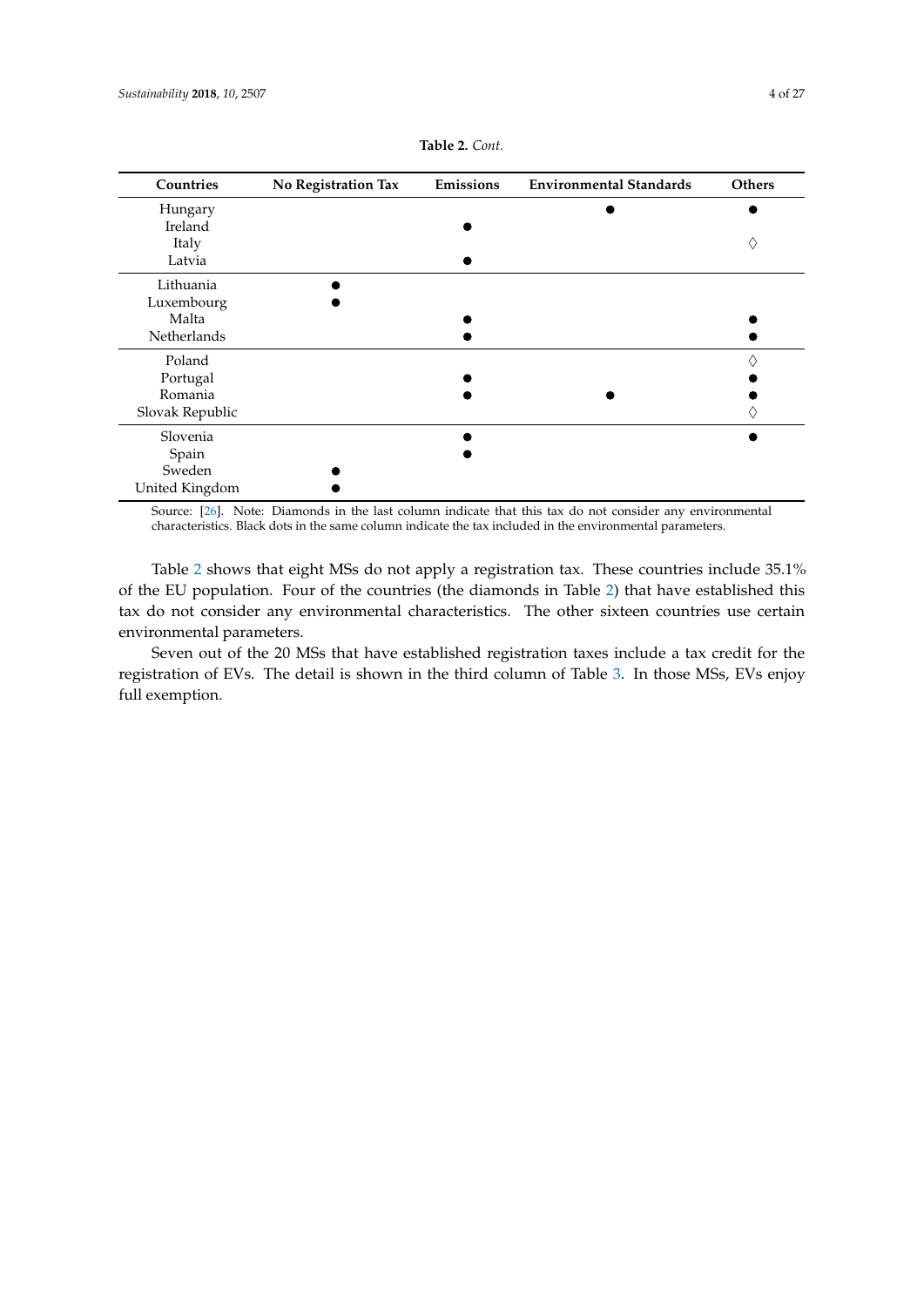**Table 2.** *Cont.*

| Countries | No Registration Tax | Emissions | Environmental Standards | Others |
|---|---|---|---|---|
| Hungary | | | ● | ● |
| Ireland | | ● | | |
| Italy | | | | ◊ |
| Latvia | | ● | | |
| Lithuania | ● | | | |
| Luxembourg | ● | | | |
| Malta | | ● | | ● |
| Netherlands | | ● | | ● |
| Poland | | | | ◊ |
| Portugal | | ● | | ● |
| Romania | | ● | ● | ● |
| Slovak Republic | | | | ◊ |
| Slovenia | | ● | | ● |
| Spain | | ● | | |
| Sweden | ● | | | |
| United Kingdom | ● | | | |

Source: [26]. Note: Diamonds in the last column indicate that this tax do not consider any environmental characteristics. Black dots in the same column indicate the tax included in the environmental parameters.

Table 2 shows that eight MSs do not apply a registration tax. These countries include 35.1% of the EU population. Four of the countries (the diamonds in Table 2) that have established this tax do not consider any environmental characteristics. The other sixteen countries use certain environmental parameters.

Seven out of the 20 MSs that have established registration taxes include a tax credit for the registration of EVs. The detail is shown in the third column of Table 3. In those MSs, EVs enjoy full exemption.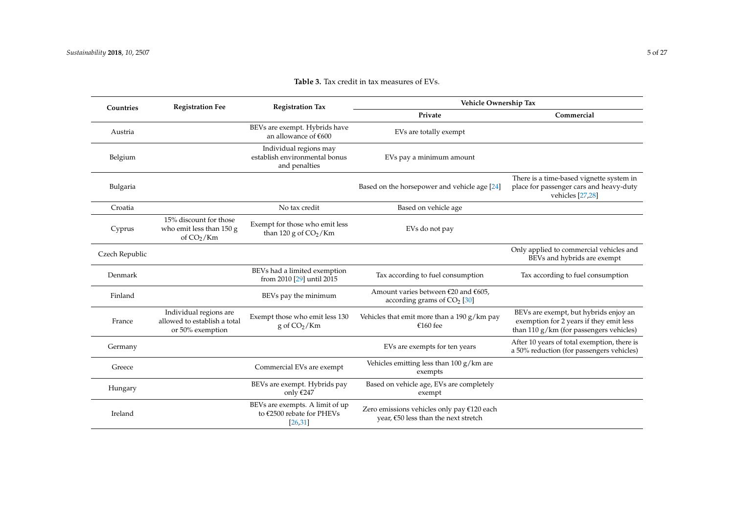**Table 3.** Tax credit in tax measures of EVs.

| Countries | Registration Fee | Registration Tax | Vehicle Ownership Tax | |
|---|---|---|---|---|
| | | | Private | Commercial |
| Austria | | BEVs are exempt. Hybrids have an allowance of €600 | EVs are totally exempt | |
| Belgium | | Individual regions may establish environmental bonus and penalties | EVs pay a minimum amount | |
| Bulgaria | | | Based on the horsepower and vehicle age [24] | There is a time-based vignette system in place for passenger cars and heavy-duty vehicles [27,28] |
| Croatia | | No tax credit | Based on vehicle age | |
| Cyprus | 15% discount for those who emit less than 150 g of $CO_2$/Km | Exempt for those who emit less than 120 g of $CO_2$/Km | EVs do not pay | |
| Czech Republic | | | | Only applied to commercial vehicles and BEVs and hybrids are exempt |
| Denmark | | BEVs had a limited exemption from 2010 [29] until 2015 | Tax according to fuel consumption | Tax according to fuel consumption |
| Finland | | BEVs pay the minimum | Amount varies between €20 and €605, according grams of $CO_2$ [30] | |
| France | Individual regions are allowed to establish a total or 50% exemption | Exempt those who emit less 130 g of $CO_2$/Km | Vehicles that emit more than a 190 g/km pay €160 fee | BEVs are exempt, but hybrids enjoy an exemption for 2 years if they emit less than 110 g/km (for passengers vehicles) |
| Germany | | | EVs are exempts for ten years | After 10 years of total exemption, there is a 50% reduction (for passengers vehicles) |
| Greece | | Commercial EVs are exempt | Vehicles emitting less than 100 g/km are exempts | |
| Hungary | | BEVs are exempt. Hybrids pay only €247 | Based on vehicle age, EVs are completely exempt | |
| Ireland | | BEVs are exempts. A limit of up to €2500 rebate for PHEVs [26,31] | Zero emissions vehicles only pay €120 each year, €50 less than the next stretch | |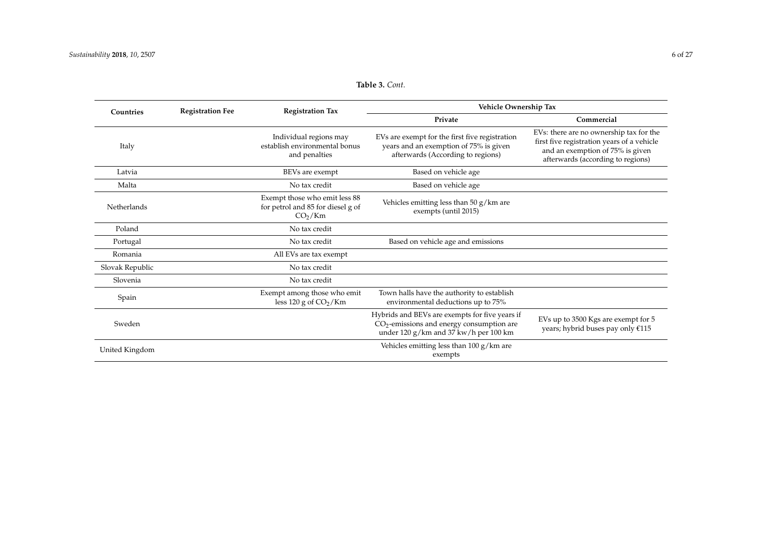**Table 3.** *Cont.*

| Countries | Registration Fee | Registration Tax | Vehicle Ownership Tax | |
|---|---|---|---|---|
| | | | Private | Commercial |
| Italy | | Individual regions may establish environmental bonus and penalties | EVs are exempt for the first five registration years and an exemption of 75% is given afterwards (According to regions) | EVs: there are no ownership tax for the first five registration years of a vehicle and an exemption of 75% is given afterwards (according to regions) |
| Latvia | | BEVs are exempt | Based on vehicle age | |
| Malta | | No tax credit | Based on vehicle age | |
| Netherlands | | Exempt those who emit less 88 for petrol and 85 for diesel g of $CO_2$/Km | Vehicles emitting less than 50 g/km are exempts (until 2015) | |
| Poland | | No tax credit | | |
| Portugal | | No tax credit | Based on vehicle age and emissions | |
| Romania | | All EVs are tax exempt | | |
| Slovak Republic | | No tax credit | | |
| Slovenia | | No tax credit | | |
| Spain | | Exempt among those who emit less 120 g of $CO_2$/Km | Town halls have the authority to establish environmental deductions up to 75% | |
| Sweden | | | Hybrids and BEVs are exempts for five years if $CO_2$-emissions and energy consumption are under 120 g/km and 37 kw/h per 100 km | EVs up to 3500 Kgs are exempt for 5 years; hybrid buses pay only €115 |
| United Kingdom | | | Vehicles emitting less than 100 g/km are exempts | |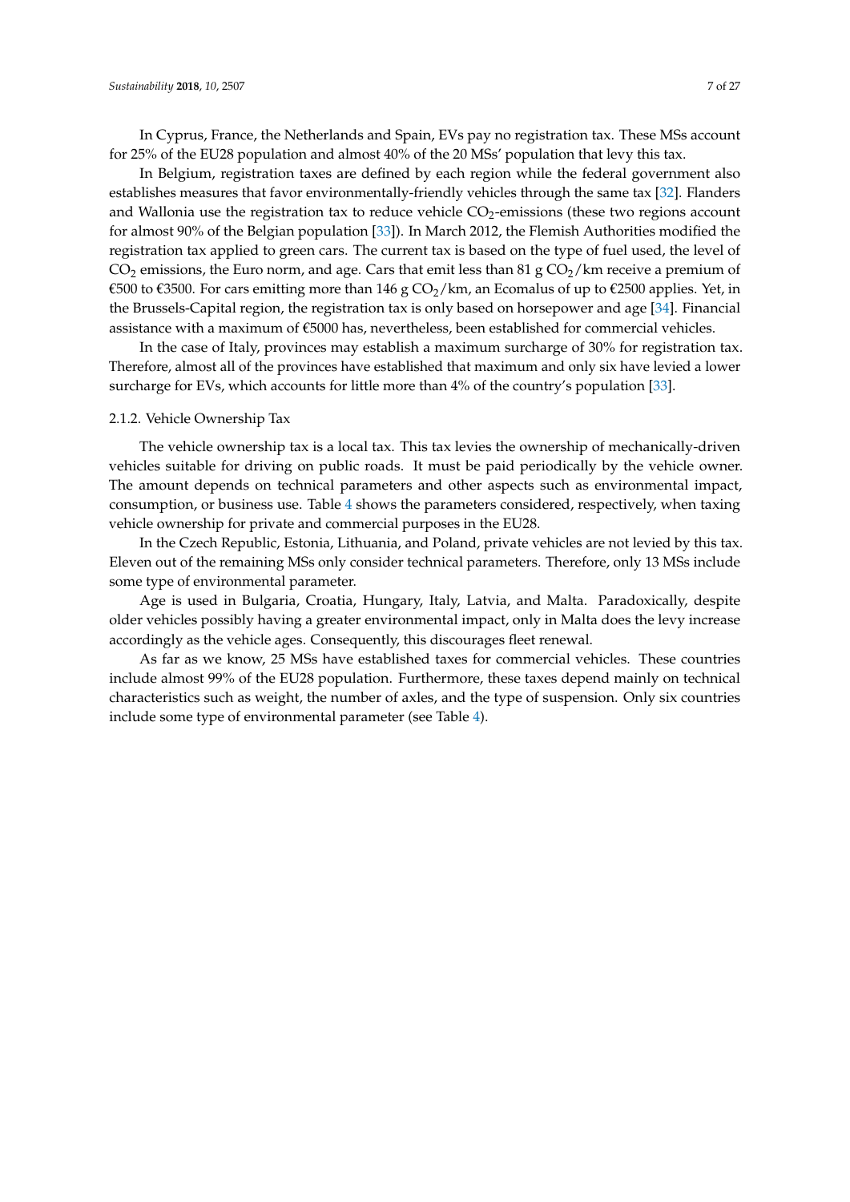In Cyprus, France, the Netherlands and Spain, EVs pay no registration tax. These MSs account for 25% of the EU28 population and almost 40% of the 20 MSs' population that levy this tax.

In Belgium, registration taxes are defined by each region while the federal government also establishes measures that favor environmentally-friendly vehicles through the same tax [32]. Flanders and Wallonia use the registration tax to reduce vehicle $CO_2$-emissions (these two regions account for almost 90% of the Belgian population [33]). In March 2012, the Flemish Authorities modified the registration tax applied to green cars. The current tax is based on the type of fuel used, the level of $CO_2$ emissions, the Euro norm, and age. Cars that emit less than 81 g $CO_2$/km receive a premium of €500 to €3500. For cars emitting more than 146 g $CO_2$/km, an Ecomalus of up to €2500 applies. Yet, in the Brussels-Capital region, the registration tax is only based on horsepower and age [34]. Financial assistance with a maximum of €5000 has, nevertheless, been established for commercial vehicles.

In the case of Italy, provinces may establish a maximum surcharge of 30% for registration tax. Therefore, almost all of the provinces have established that maximum and only six have levied a lower surcharge for EVs, which accounts for little more than 4% of the country's population [33].

### 2.1.2. Vehicle Ownership Tax

The vehicle ownership tax is a local tax. This tax levies the ownership of mechanically-driven vehicles suitable for driving on public roads. It must be paid periodically by the vehicle owner. The amount depends on technical parameters and other aspects such as environmental impact, consumption, or business use. Table 4 shows the parameters considered, respectively, when taxing vehicle ownership for private and commercial purposes in the EU28.

In the Czech Republic, Estonia, Lithuania, and Poland, private vehicles are not levied by this tax. Eleven out of the remaining MSs only consider technical parameters. Therefore, only 13 MSs include some type of environmental parameter.

Age is used in Bulgaria, Croatia, Hungary, Italy, Latvia, and Malta. Paradoxically, despite older vehicles possibly having a greater environmental impact, only in Malta does the levy increase accordingly as the vehicle ages. Consequently, this discourages fleet renewal.

As far as we know, 25 MSs have established taxes for commercial vehicles. These countries include almost 99% of the EU28 population. Furthermore, these taxes depend mainly on technical characteristics such as weight, the number of axles, and the type of suspension. Only six countries include some type of environmental parameter (see Table 4).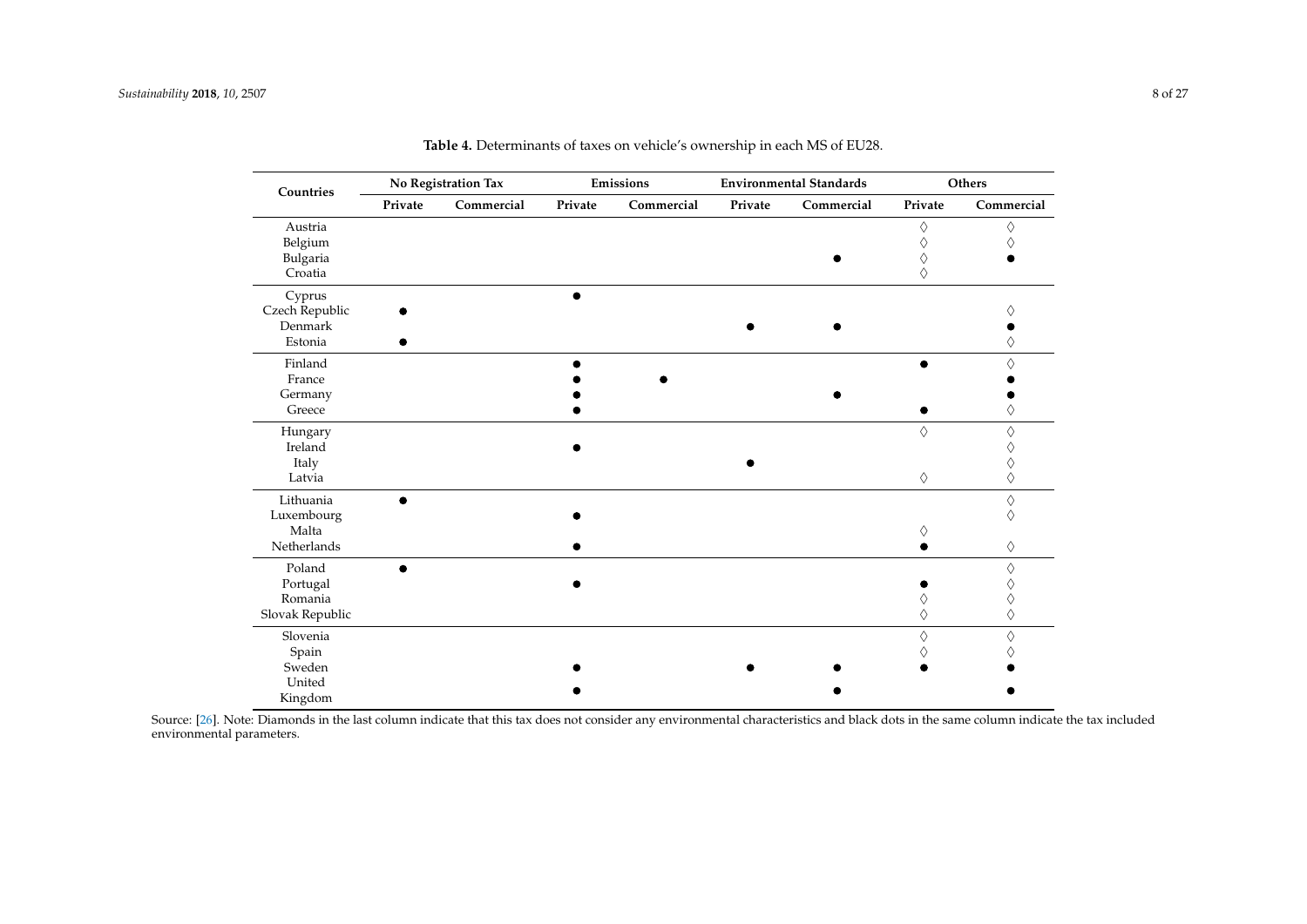**Table 4.** Determinants of taxes on vehicle's ownership in each MS of EU28.

| Countries | No Registration Tax | | Emissions | | Environmental Standards | | Others | |
|---|---|---|---|---|---|---|---|---|
| | Private | Commercial | Private | Commercial | Private | Commercial | Private | Commercial |
| Austria | | | | | | | ◊ | ◊ |
| Belgium | | | | | | | ◊ | ◊ |
| Bulgaria | | | | | | ● | ◊ | ● |
| Croatia | | | | | | | ◊ | |
| Cyprus | | | ● | | | | | |
| Czech Republic | ● | | | | | | | ◊ |
| Denmark | | | | | ● | ● | | ● |
| Estonia | ● | | | | | | | ◊ |
| Finland | | | ● | | | | ● | ◊ |
| France | | | ● | ● | | | | ● |
| Germany | | | ● | | | ● | | ● |
| Greece | | | ● | | | | ● | ◊ |
| Hungary | | | | | | | ◊ | ◊ |
| Ireland | | | ● | | | | | ◊ |
| Italy | | | | | ● | | | ◊ |
| Latvia | | | | | | | ◊ | ◊ |
| Lithuania | ● | | | | | | | ◊ |
| Luxembourg | | | ● | | | | | ◊ |
| Malta | | | | | | | ◊ | |
| Netherlands | | | ● | | | | ● | ◊ |
| Poland | ● | | | | | | | ◊ |
| Portugal | | | ● | | | | ● | ◊ |
| Romania | | | | | | | ◊ | ◊ |
| Slovak Republic | | | | | | | ◊ | ◊ |
| Slovenia | | | | | | | ◊ | ◊ |
| Spain | | | | | | | ◊ | ◊ |
| Sweden | | | ● | | ● | ● | ● | ● |
| United Kingdom | | | ● | | | ● | | ● |

Source: [26]. Note: Diamonds in the last column indicate that this tax does not consider any environmental characteristics and black dots in the same column indicate the tax included environmental parameters.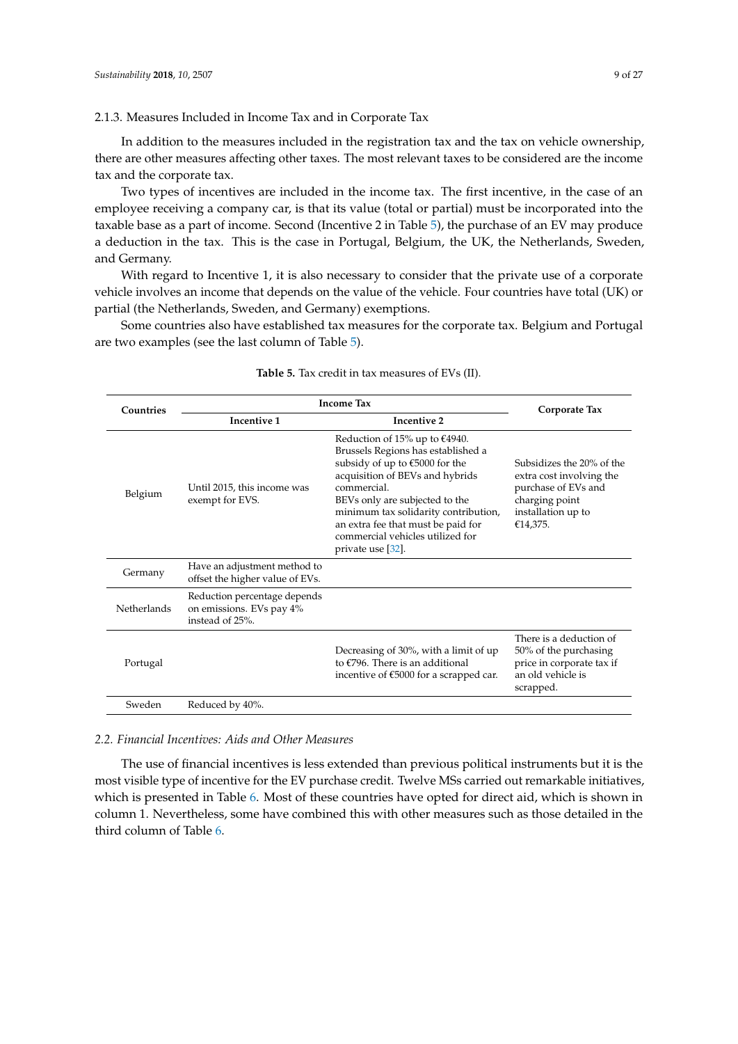### 2.1.3. Measures Included in Income Tax and in Corporate Tax

In addition to the measures included in the registration tax and the tax on vehicle ownership, there are other measures affecting other taxes. The most relevant taxes to be considered are the income tax and the corporate tax.

Two types of incentives are included in the income tax. The first incentive, in the case of an employee receiving a company car, is that its value (total or partial) must be incorporated into the taxable base as a part of income. Second (Incentive 2 in Table 5), the purchase of an EV may produce a deduction in the tax. This is the case in Portugal, Belgium, the UK, the Netherlands, Sweden, and Germany.

With regard to Incentive 1, it is also necessary to consider that the private use of a corporate vehicle involves an income that depends on the value of the vehicle. Four countries have total (UK) or partial (the Netherlands, Sweden, and Germany) exemptions.

Some countries also have established tax measures for the corporate tax. Belgium and Portugal are two examples (see the last column of Table 5).

**Table 5.** Tax credit in tax measures of EVs (II).

| Countries | Income Tax | | Corporate Tax |
|---|---|---|---|
| | Incentive 1 | Incentive 2 | |
| Belgium | Until 2015, this income was exempt for EVS. | Reduction of 15% up to €4940. Brussels Regions has established a subsidy of up to €5000 for the acquisition of BEVs and hybrids commercial. BEVs only are subjected to the minimum tax solidarity contribution, an extra fee that must be paid for commercial vehicles utilized for private use [32]. | Subsidizes the 20% of the extra cost involving the purchase of EVs and charging point installation up to €14,375. |
| Germany | Have an adjustment method to offset the higher value of EVs. | | |
| Netherlands | Reduction percentage depends on emissions. EVs pay 4% instead of 25%. | | |
| Portugal | | Decreasing of 30%, with a limit of up to €796. There is an additional incentive of €5000 for a scrapped car. | There is a deduction of 50% of the purchasing price in corporate tax if an old vehicle is scrapped. |
| Sweden | Reduced by 40%. | | |

## *2.2. Financial Incentives: Aids and Other Measures*

The use of financial incentives is less extended than previous political instruments but it is the most visible type of incentive for the EV purchase credit. Twelve MSs carried out remarkable initiatives, which is presented in Table 6. Most of these countries have opted for direct aid, which is shown in column 1. Nevertheless, some have combined this with other measures such as those detailed in the third column of Table 6.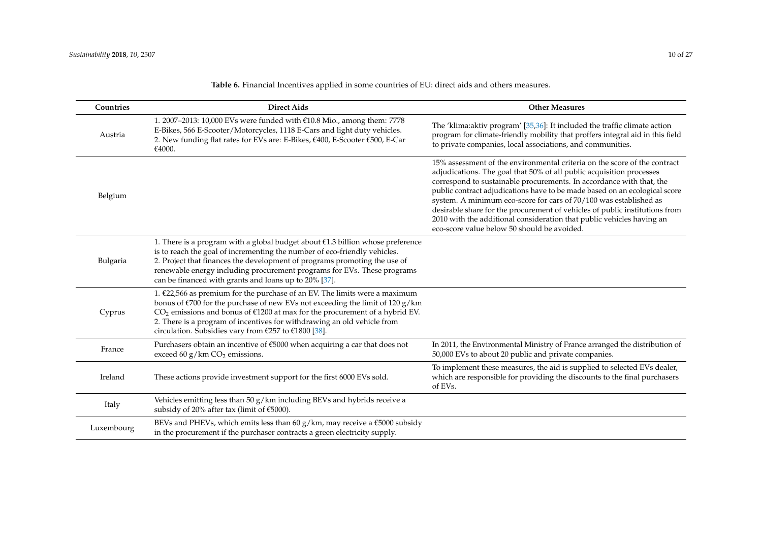**Table 6.** Financial Incentives applied in some countries of EU: direct aids and others measures.

| Countries | Direct Aids | Other Measures |
|---|---|---|
| Austria | 1. 2007–2013: 10,000 EVs were funded with €10.8 Mio., among them: 7778 E-Bikes, 566 E-Scooter/Motorcycles, 1118 E-Cars and light duty vehicles. 2. New funding flat rates for EVs are: E-Bikes, €400, E-Scooter €500, E-Car €4000. | The 'klima:aktiv program' [35,36]: It included the traffic climate action program for climate-friendly mobility that proffers integral aid in this field to private companies, local associations, and communities. |
| Belgium | | 15% assessment of the environmental criteria on the score of the contract adjudications. The goal that 50% of all public acquisition processes correspond to sustainable procurements. In accordance with that, the public contract adjudications have to be made based on an ecological score system. A minimum eco-score for cars of 70/100 was established as desirable share for the procurement of vehicles of public institutions from 2010 with the additional consideration that public vehicles having an eco-score value below 50 should be avoided. |
| Bulgaria | 1. There is a program with a global budget about €1.3 billion whose preference is to reach the goal of incrementing the number of eco-friendly vehicles. 2. Project that finances the development of programs promoting the use of renewable energy including procurement programs for EVs. These programs can be financed with grants and loans up to 20% [37]. | |
| Cyprus | 1. €22,566 as premium for the purchase of an EV. The limits were a maximum bonus of €700 for the purchase of new EVs not exceeding the limit of 120 g/km $CO_2$ emissions and bonus of €1200 at max for the procurement of a hybrid EV. 2. There is a program of incentives for withdrawing an old vehicle from circulation. Subsidies vary from €257 to €1800 [38]. | |
| France | Purchasers obtain an incentive of €5000 when acquiring a car that does not exceed 60 g/km $CO_2$ emissions. | In 2011, the Environmental Ministry of France arranged the distribution of 50,000 EVs to about 20 public and private companies. |
| Ireland | These actions provide investment support for the first 6000 EVs sold. | To implement these measures, the aid is supplied to selected EVs dealer, which are responsible for providing the discounts to the final purchasers of EVs. |
| Italy | Vehicles emitting less than 50 g/km including BEVs and hybrids receive a subsidy of 20% after tax (limit of €5000). | |
| Luxembourg | BEVs and PHEVs, which emits less than 60 g/km, may receive a €5000 subsidy in the procurement if the purchaser contracts a green electricity supply. | |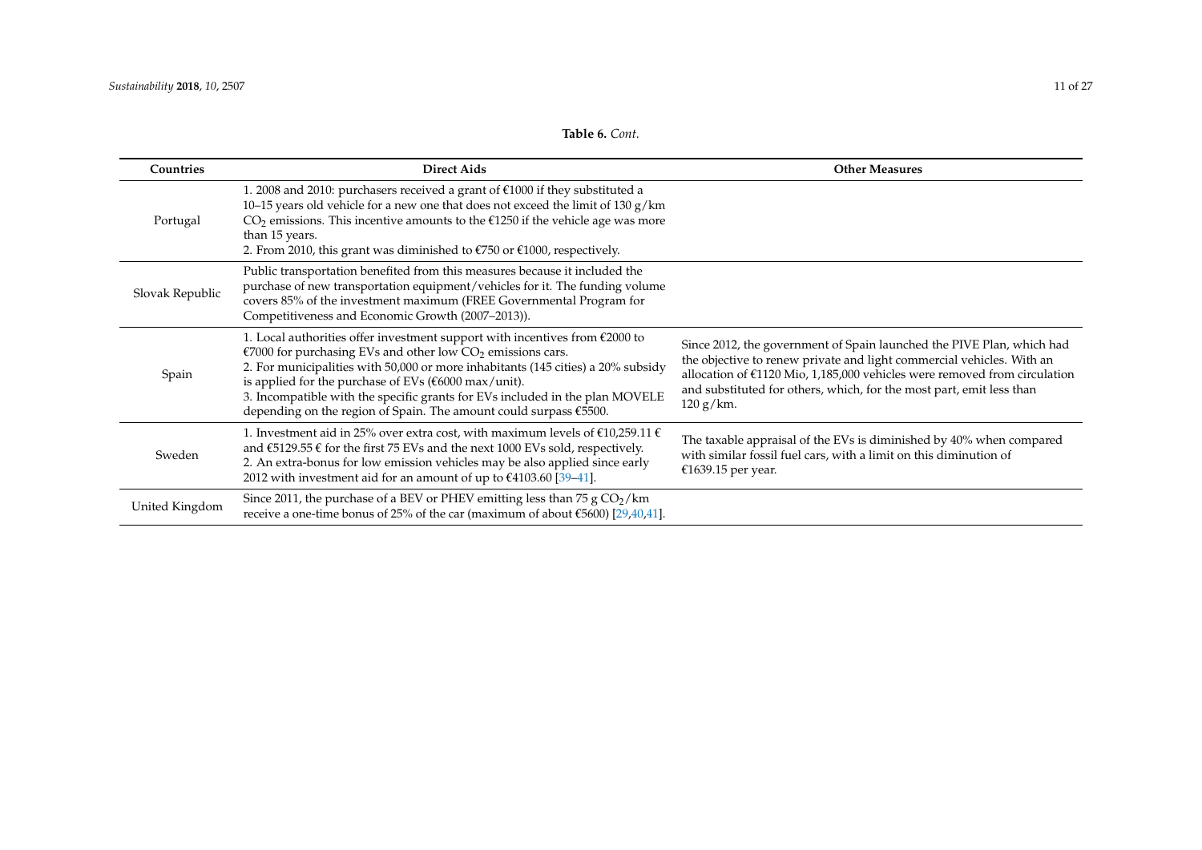**Table 6.** *Cont.*

| Countries | Direct Aids | Other Measures |
|---|---|---|
| Portugal | 1. 2008 and 2010: purchasers received a grant of €1000 if they substituted a 10–15 years old vehicle for a new one that does not exceed the limit of 130 g/km $CO_2$ emissions. This incentive amounts to the €1250 if the vehicle age was more than 15 years.<br>2. From 2010, this grant was diminished to €750 or €1000, respectively. | |
| Slovak Republic | Public transportation benefited from this measures because it included the purchase of new transportation equipment/vehicles for it. The funding volume covers 85% of the investment maximum (FREE Governmental Program for Competitiveness and Economic Growth (2007–2013)). | |
| Spain | 1. Local authorities offer investment support with incentives from €2000 to €7000 for purchasing EVs and other low $CO_2$ emissions cars.<br>2. For municipalities with 50,000 or more inhabitants (145 cities) a 20% subsidy is applied for the purchase of EVs (€6000 max/unit).<br>3. Incompatible with the specific grants for EVs included in the plan MOVELE depending on the region of Spain. The amount could surpass €5500. | Since 2012, the government of Spain launched the PIVE Plan, which had the objective to renew private and light commercial vehicles. With an allocation of €1120 Mio, 1,185,000 vehicles were removed from circulation and substituted for others, which, for the most part, emit less than 120 g/km. |
| Sweden | 1. Investment aid in 25% over extra cost, with maximum levels of €10,259.11 € and €5129.55 € for the first 75 EVs and the next 1000 EVs sold, respectively.<br>2. An extra-bonus for low emission vehicles may be also applied since early 2012 with investment aid for an amount of up to €4103.60 [39–41]. | The taxable appraisal of the EVs is diminished by 40% when compared with similar fossil fuel cars, with a limit on this diminution of €1639.15 per year. |
| United Kingdom | Since 2011, the purchase of a BEV or PHEV emitting less than 75 g $CO_2$/km receive a one-time bonus of 25% of the car (maximum of about €5600) [29,40,41]. | |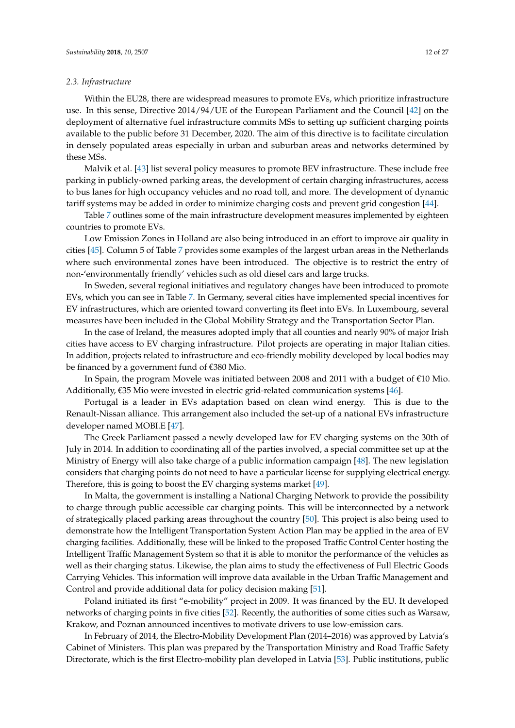### 2.3. Infrastructure

Within the EU28, there are widespread measures to promote EVs, which prioritize infrastructure use. In this sense, Directive 2014/94/UE of the European Parliament and the Council [42] on the deployment of alternative fuel infrastructure commits MSs to setting up sufficient charging points available to the public before 31 December, 2020. The aim of this directive is to facilitate circulation in densely populated areas especially in urban and suburban areas and networks determined by these MSs.

Malvik et al. [43] list several policy measures to promote BEV infrastructure. These include free parking in publicly-owned parking areas, the development of certain charging infrastructures, access to bus lanes for high occupancy vehicles and no road toll, and more. The development of dynamic tariff systems may be added in order to minimize charging costs and prevent grid congestion [44].

Table 7 outlines some of the main infrastructure development measures implemented by eighteen countries to promote EVs.

Low Emission Zones in Holland are also being introduced in an effort to improve air quality in cities [45]. Column 5 of Table 7 provides some examples of the largest urban areas in the Netherlands where such environmental zones have been introduced. The objective is to restrict the entry of non-'environmentally friendly' vehicles such as old diesel cars and large trucks.

In Sweden, several regional initiatives and regulatory changes have been introduced to promote EVs, which you can see in Table 7. In Germany, several cities have implemented special incentives for EV infrastructures, which are oriented toward converting its fleet into EVs. In Luxembourg, several measures have been included in the Global Mobility Strategy and the Transportation Sector Plan.

In the case of Ireland, the measures adopted imply that all counties and nearly 90% of major Irish cities have access to EV charging infrastructure. Pilot projects are operating in major Italian cities. In addition, projects related to infrastructure and eco-friendly mobility developed by local bodies may be financed by a government fund of €380 Mio.

In Spain, the program Movele was initiated between 2008 and 2011 with a budget of €10 Mio. Additionally, €35 Mio were invested in electric grid-related communication systems [46].

Portugal is a leader in EVs adaptation based on clean wind energy. This is due to the Renault-Nissan alliance. This arrangement also included the set-up of a national EVs infrastructure developer named MOBI.E [47].

The Greek Parliament passed a newly developed law for EV charging systems on the 30th of July in 2014. In addition to coordinating all of the parties involved, a special committee set up at the Ministry of Energy will also take charge of a public information campaign [48]. The new legislation considers that charging points do not need to have a particular license for supplying electrical energy. Therefore, this is going to boost the EV charging systems market [49].

In Malta, the government is installing a National Charging Network to provide the possibility to charge through public accessible car charging points. This will be interconnected by a network of strategically placed parking areas throughout the country [50]. This project is also being used to demonstrate how the Intelligent Transportation System Action Plan may be applied in the area of EV charging facilities. Additionally, these will be linked to the proposed Traffic Control Center hosting the Intelligent Traffic Management System so that it is able to monitor the performance of the vehicles as well as their charging status. Likewise, the plan aims to study the effectiveness of Full Electric Goods Carrying Vehicles. This information will improve data available in the Urban Traffic Management and Control and provide additional data for policy decision making [51].

Poland initiated its first "e-mobility" project in 2009. It was financed by the EU. It developed networks of charging points in five cities [52]. Recently, the authorities of some cities such as Warsaw, Krakow, and Poznan announced incentives to motivate drivers to use low-emission cars.

In February of 2014, the Electro-Mobility Development Plan (2014–2016) was approved by Latvia's Cabinet of Ministers. This plan was prepared by the Transportation Ministry and Road Traffic Safety Directorate, which is the first Electro-mobility plan developed in Latvia [53]. Public institutions, public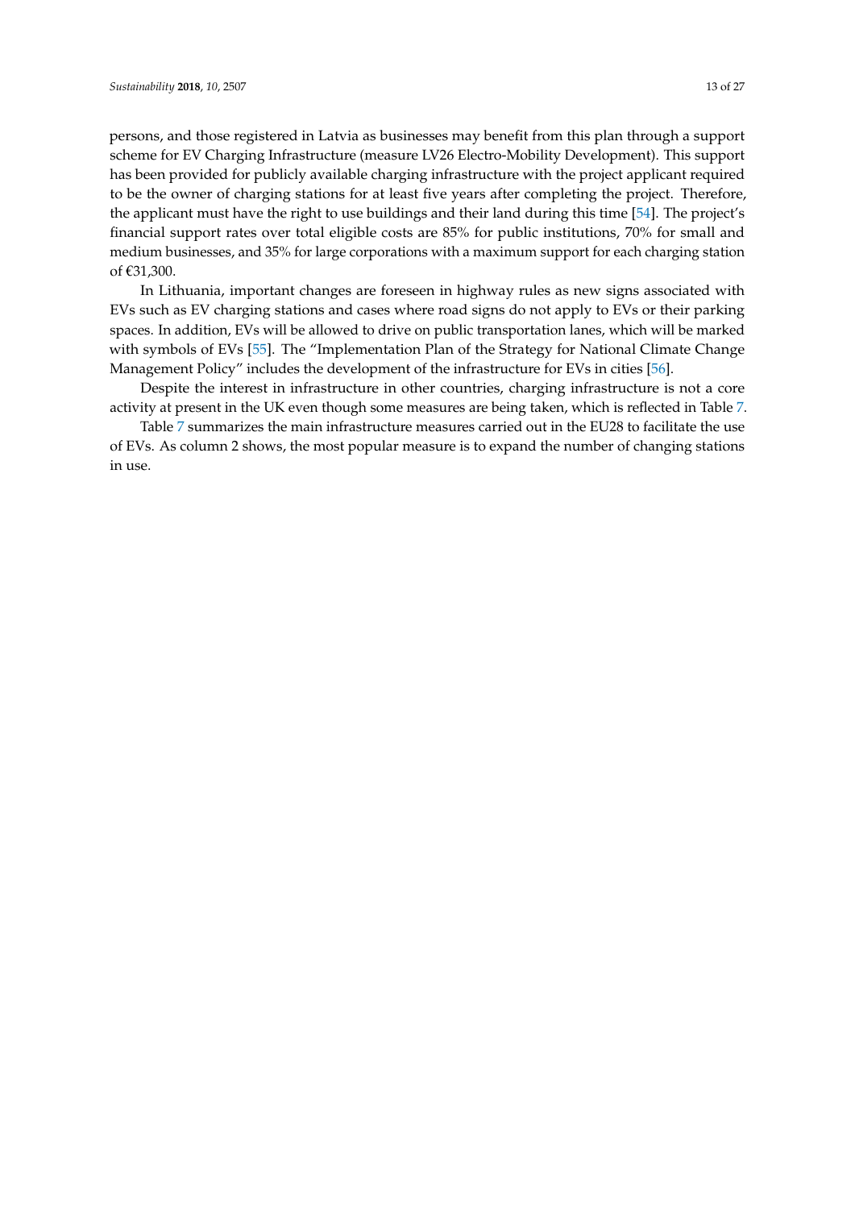persons, and those registered in Latvia as businesses may benefit from this plan through a support scheme for EV Charging Infrastructure (measure LV26 Electro-Mobility Development). This support has been provided for publicly available charging infrastructure with the project applicant required to be the owner of charging stations for at least five years after completing the project. Therefore, the applicant must have the right to use buildings and their land during this time [54]. The project's financial support rates over total eligible costs are 85% for public institutions, 70% for small and medium businesses, and 35% for large corporations with a maximum support for each charging station of €31,300.

In Lithuania, important changes are foreseen in highway rules as new signs associated with EVs such as EV charging stations and cases where road signs do not apply to EVs or their parking spaces. In addition, EVs will be allowed to drive on public transportation lanes, which will be marked with symbols of EVs [55]. The "Implementation Plan of the Strategy for National Climate Change Management Policy" includes the development of the infrastructure for EVs in cities [56].

Despite the interest in infrastructure in other countries, charging infrastructure is not a core activity at present in the UK even though some measures are being taken, which is reflected in Table 7.

Table 7 summarizes the main infrastructure measures carried out in the EU28 to facilitate the use of EVs. As column 2 shows, the most popular measure is to expand the number of changing stations in use.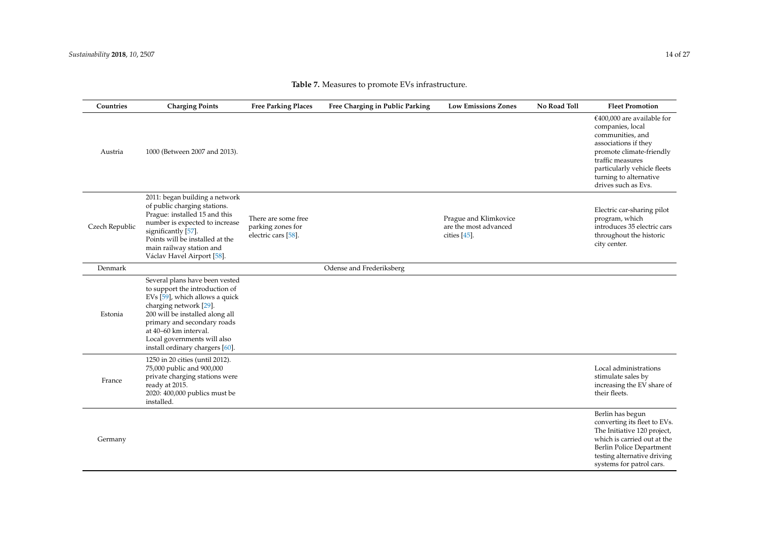**Table 7.** Measures to promote EVs infrastructure.

| Countries | Charging Points | Free Parking Places | Free Charging in Public Parking | Low Emissions Zones | No Road Toll | Fleet Promotion |
|---|---|---|---|---|---|---|
| Austria | 1000 (Between 2007 and 2013). | | | | | €400,000 are available for companies, local communities, and associations if they promote climate-friendly traffic measures particularly vehicle fleets turning to alternative drives such as Evs. |
| Czech Republic | 2011: began building a network of public charging stations. Prague: installed 15 and this number is expected to increase significantly [57]. Points will be installed at the main railway station and Václav Havel Airport [58]. | There are some free parking zones for electric cars [58]. | | Prague and Klimkovice are the most advanced cities [45]. | | Electric car-sharing pilot program, which introduces 35 electric cars throughout the historic city center. |
| Denmark | | | Odense and Frederiksberg | | | |
| Estonia | Several plans have been vested to support the introduction of EVs [59], which allows a quick charging network [29]. 200 will be installed along all primary and secondary roads at 40–60 km interval. Local governments will also install ordinary chargers [60]. | | | | | |
| France | 1250 in 20 cities (until 2012). 75,000 public and 900,000 private charging stations were ready at 2015. 2020: 400,000 publics must be installed. | | | | | Local administrations stimulate sales by increasing the EV share of their fleets. |
| Germany | | | | | | Berlin has begun converting its fleet to EVs. The Initiative 120 project, which is carried out at the Berlin Police Department testing alternative driving systems for patrol cars. |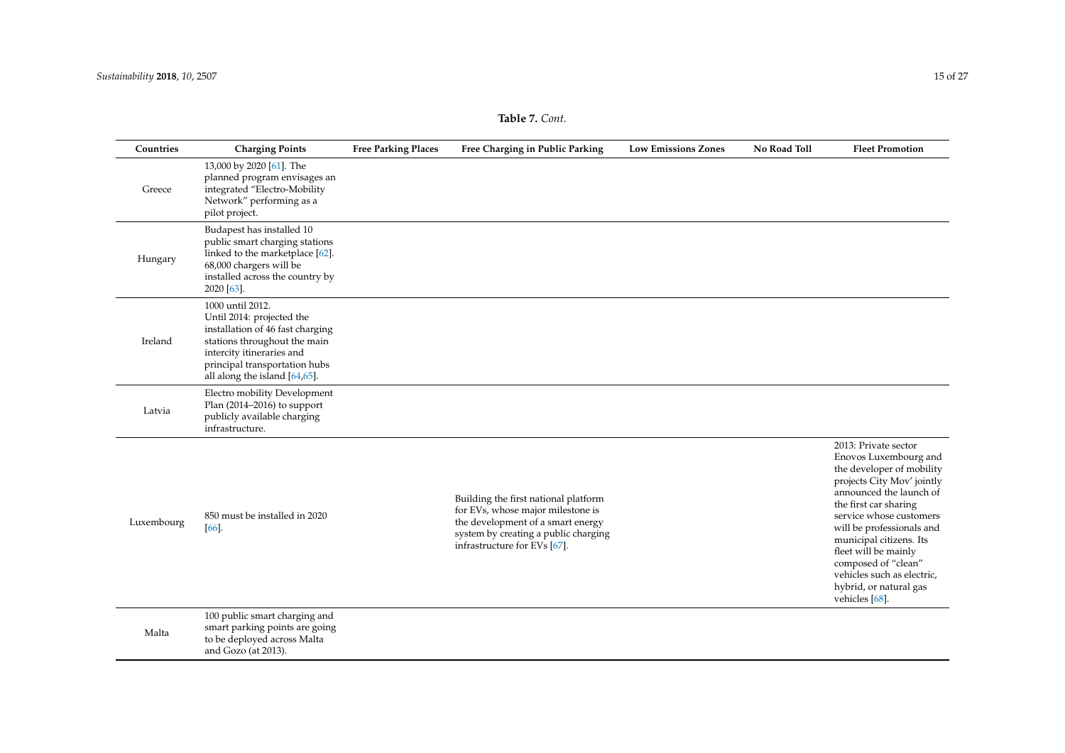**Table 7.** *Cont.*

| Countries | Charging Points | Free Parking Places | Free Charging in Public Parking | Low Emissions Zones | No Road Toll | Fleet Promotion |
|---|---|---|---|---|---|---|
| Greece | 13,000 by 2020 [61]. The planned program envisages an integrated "Electro-Mobility Network" performing as a pilot project. | | | | | |
| Hungary | Budapest has installed 10 public smart charging stations linked to the marketplace [62]. 68,000 chargers will be installed across the country by 2020 [63]. | | | | | |
| Ireland | 1000 until 2012. Until 2014: projected the installation of 46 fast charging stations throughout the main intercity itineraries and principal transportation hubs all along the island [64,65]. | | | | | |
| Latvia | Electro mobility Development Plan (2014–2016) to support publicly available charging infrastructure. | | | | | |
| Luxembourg | 850 must be installed in 2020 [66]. | | Building the first national platform for EVs, whose major milestone is the development of a smart energy system by creating a public charging infrastructure for EVs [67]. | | | 2013: Private sector Enovos Luxembourg and the developer of mobility projects City Mov' jointly announced the launch of the first car sharing service whose customers will be professionals and municipal citizens. Its fleet will be mainly composed of "clean" vehicles such as electric, hybrid, or natural gas vehicles [68]. |
| Malta | 100 public smart charging and smart parking points are going to be deployed across Malta and Gozo (at 2013). | | | | | |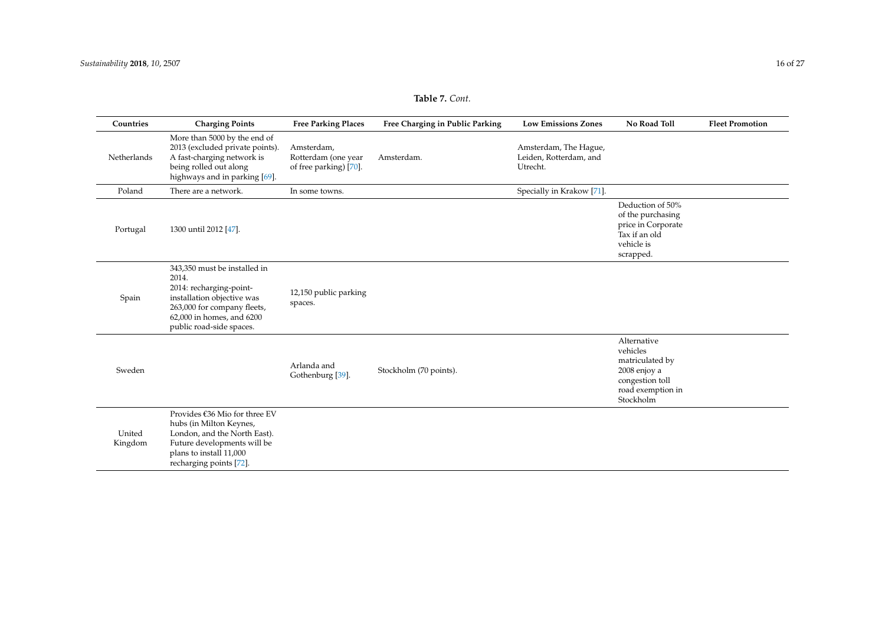**Table 7.** *Cont.*

| Countries | Charging Points | Free Parking Places | Free Charging in Public Parking | Low Emissions Zones | No Road Toll | Fleet Promotion |
|---|---|---|---|---|---|---|
| Netherlands | More than 5000 by the end of 2013 (excluded private points). A fast-charging network is being rolled out along highways and in parking [69]. | Amsterdam, Rotterdam (one year of free parking) [70]. | Amsterdam. | Amsterdam, The Hague, Leiden, Rotterdam, and Utrecht. | | |
| Poland | There are a network. | In some towns. | | Specially in Krakow [71]. | | |
| Portugal | 1300 until 2012 [47]. | | | | Deduction of 50% of the purchasing price in Corporate Tax if an old vehicle is scrapped. | |
| Spain | 343,350 must be installed in 2014. 2014: recharging-point-installation objective was 263,000 for company fleets, 62,000 in homes, and 6200 public road-side spaces. | 12,150 public parking spaces. | | | | |
| Sweden | | Arlanda and Gothenburg [39]. | Stockholm (70 points). | | Alternative vehicles matriculated by 2008 enjoy a congestion toll road exemption in Stockholm | |
| United Kingdom | Provides €36 Mio for three EV hubs (in Milton Keynes, London, and the North East). Future developments will be plans to install 11,000 recharging points [72]. | | | | | |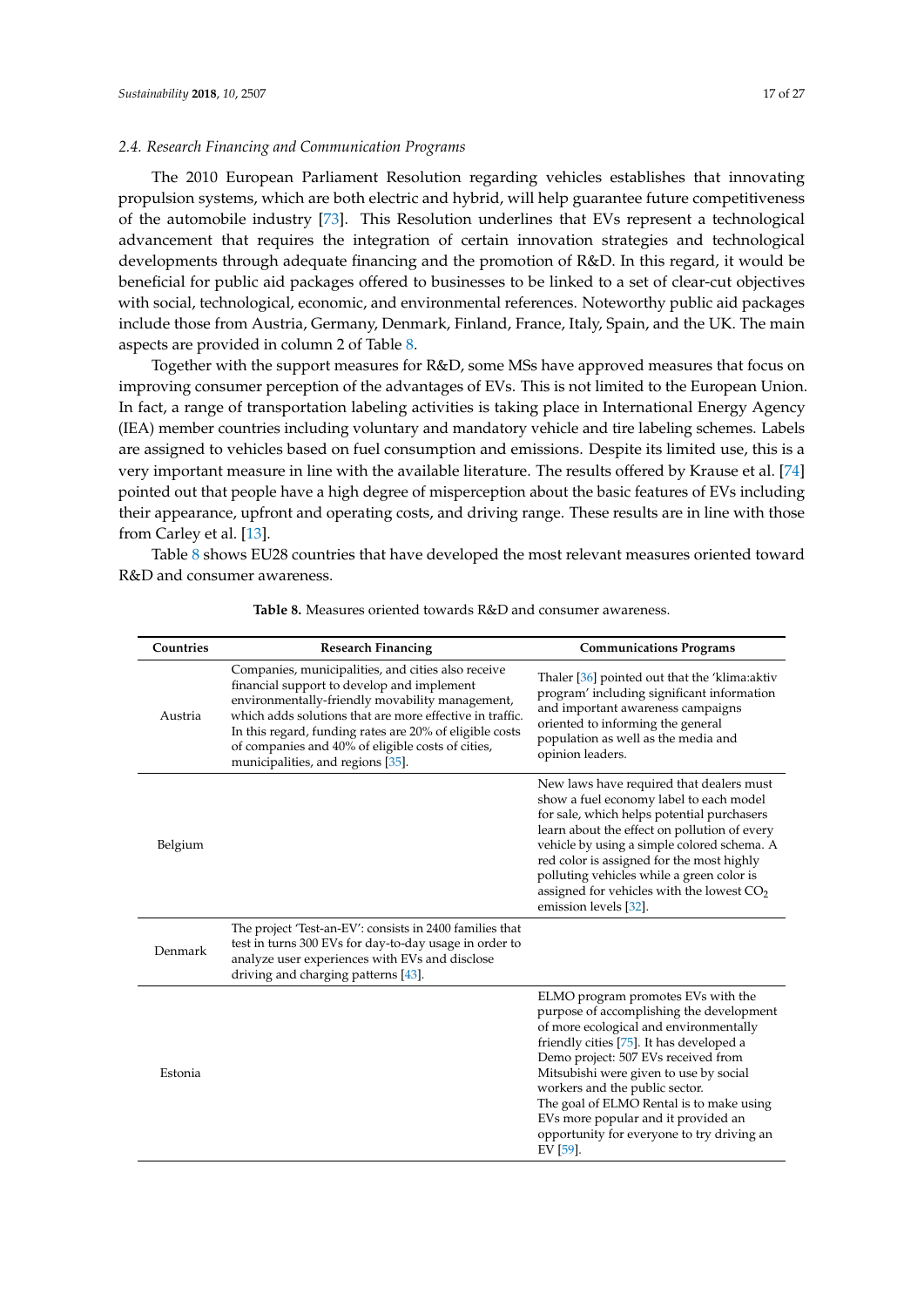### 2.4. Research Financing and Communication Programs

The 2010 European Parliament Resolution regarding vehicles establishes that innovating propulsion systems, which are both electric and hybrid, will help guarantee future competitiveness of the automobile industry [73]. This Resolution underlines that EVs represent a technological advancement that requires the integration of certain innovation strategies and technological developments through adequate financing and the promotion of R&D. In this regard, it would be beneficial for public aid packages offered to businesses to be linked to a set of clear-cut objectives with social, technological, economic, and environmental references. Noteworthy public aid packages include those from Austria, Germany, Denmark, Finland, France, Italy, Spain, and the UK. The main aspects are provided in column 2 of Table 8.

Together with the support measures for R&D, some MSs have approved measures that focus on improving consumer perception of the advantages of EVs. This is not limited to the European Union. In fact, a range of transportation labeling activities is taking place in International Energy Agency (IEA) member countries including voluntary and mandatory vehicle and tire labeling schemes. Labels are assigned to vehicles based on fuel consumption and emissions. Despite its limited use, this is a very important measure in line with the available literature. The results offered by Krause et al. [74] pointed out that people have a high degree of misperception about the basic features of EVs including their appearance, upfront and operating costs, and driving range. These results are in line with those from Carley et al. [13].

Table 8 shows EU28 countries that have developed the most relevant measures oriented toward R&D and consumer awareness.

**Table 8.** Measures oriented towards R&D and consumer awareness.

| Countries | Research Financing | Communications Programs |
|---|---|---|
| Austria | Companies, municipalities, and cities also receive financial support to develop and implement environmentally-friendly movability management, which adds solutions that are more effective in traffic. In this regard, funding rates are 20% of eligible costs of companies and 40% of eligible costs of cities, municipalities, and regions [35]. | Thaler [36] pointed out that the 'klima:aktiv program' including significant information and important awareness campaigns oriented to informing the general population as well as the media and opinion leaders. |
| Belgium | | New laws have required that dealers must show a fuel economy label to each model for sale, which helps potential purchasers learn about the effect on pollution of every vehicle by using a simple colored schema. A red color is assigned for the most highly polluting vehicles while a green color is assigned for vehicles with the lowest $CO_2$ emission levels [32]. |
| Denmark | The project 'Test-an-EV': consists in 2400 families that test in turns 300 EVs for day-to-day usage in order to analyze user experiences with EVs and disclose driving and charging patterns [43]. | |
| Estonia | | ELMO program promotes EVs with the purpose of accomplishing the development of more ecological and environmentally friendly cities [75]. It has developed a Demo project: 507 EVs received from Mitsubishi were given to use by social workers and the public sector. The goal of ELMO Rental is to make using EVs more popular and it provided an opportunity for everyone to try driving an EV [59]. |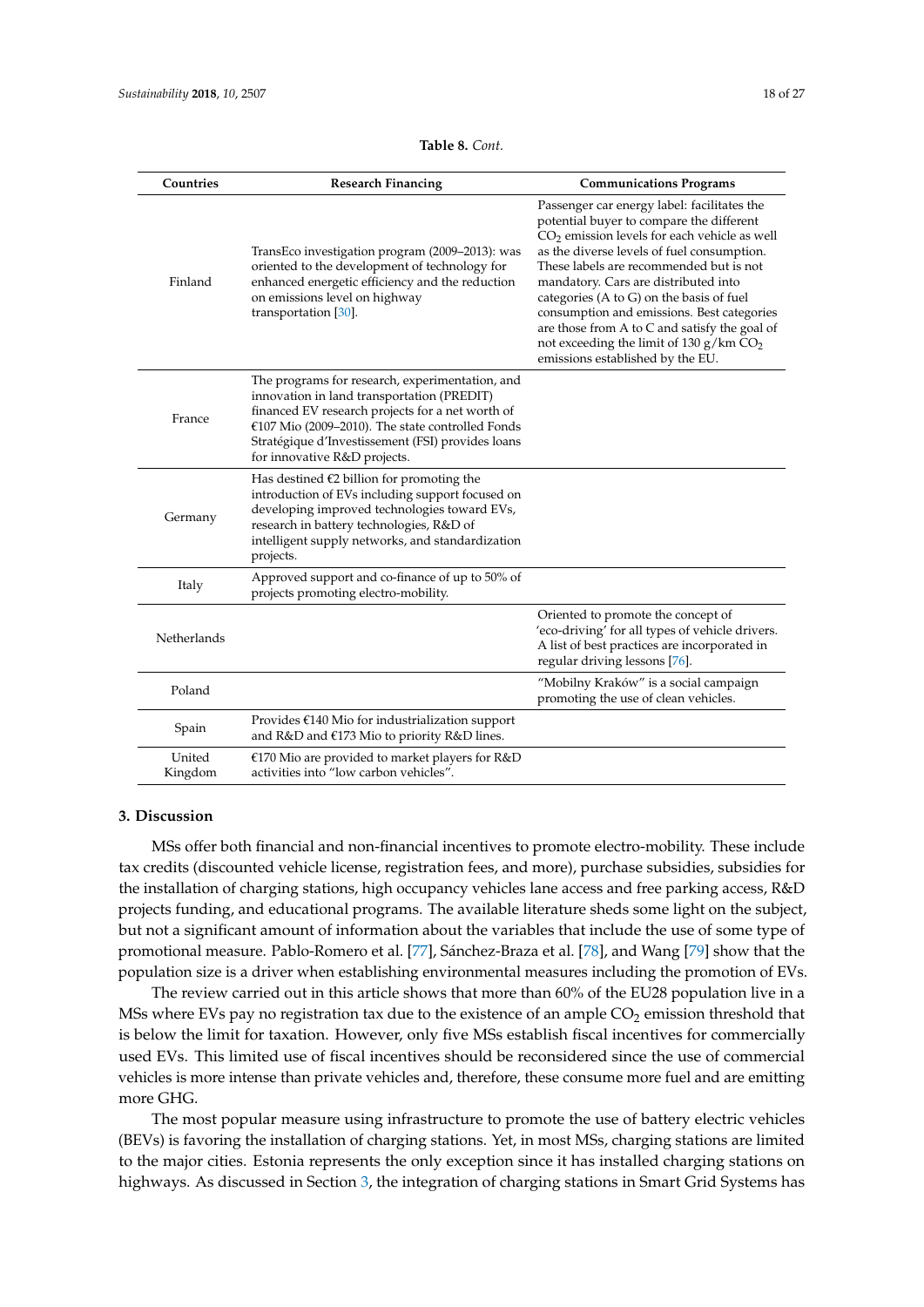**Table 8.** *Cont.*

| Countries | Research Financing | Communications Programs |
| --- | --- | --- |
| Finland | TransEco investigation program (2009–2013): was oriented to the development of technology for enhanced energetic efficiency and the reduction on emissions level on highway transportation [30]. | Passenger car energy label: facilitates the potential buyer to compare the different $CO_2$ emission levels for each vehicle as well as the diverse levels of fuel consumption. These labels are recommended but is not mandatory. Cars are distributed into categories (A to G) on the basis of fuel consumption and emissions. Best categories are those from A to C and satisfy the goal of not exceeding the limit of 130 g/km $CO_2$ emissions established by the EU. |
| France | The programs for research, experimentation, and innovation in land transportation (PREDIT) financed EV research projects for a net worth of €107 Mio (2009–2010). The state controlled Fonds Stratégique d'Investissement (FSI) provides loans for innovative R&D projects. | |
| Germany | Has destined €2 billion for promoting the introduction of EVs including support focused on developing improved technologies toward EVs, research in battery technologies, R&D of intelligent supply networks, and standardization projects. | |
| Italy | Approved support and co-finance of up to 50% of projects promoting electro-mobility. | |
| Netherlands | | Oriented to promote the concept of 'eco-driving' for all types of vehicle drivers. A list of best practices are incorporated in regular driving lessons [76]. |
| Poland | | "Mobilny Kraków" is a social campaign promoting the use of clean vehicles. |
| Spain | Provides €140 Mio for industrialization support and R&D and €173 Mio to priority R&D lines. | |
| United Kingdom | €170 Mio are provided to market players for R&D activities into "low carbon vehicles". | |

## 3. Discussion

MSs offer both financial and non-financial incentives to promote electro-mobility. These include tax credits (discounted vehicle license, registration fees, and more), purchase subsidies, subsidies for the installation of charging stations, high occupancy vehicles lane access and free parking access, R&D projects funding, and educational programs. The available literature sheds some light on the subject, but not a significant amount of information about the variables that include the use of some type of promotional measure. Pablo-Romero et al. [77], Sánchez-Braza et al. [78], and Wang [79] show that the population size is a driver when establishing environmental measures including the promotion of EVs.

The review carried out in this article shows that more than 60% of the EU28 population live in a MSs where EVs pay no registration tax due to the existence of an ample $CO_2$ emission threshold that is below the limit for taxation. However, only five MSs establish fiscal incentives for commercially used EVs. This limited use of fiscal incentives should be reconsidered since the use of commercial vehicles is more intense than private vehicles and, therefore, these consume more fuel and are emitting more GHG.

The most popular measure using infrastructure to promote the use of battery electric vehicles (BEVs) is favoring the installation of charging stations. Yet, in most MSs, charging stations are limited to the major cities. Estonia represents the only exception since it has installed charging stations on highways. As discussed in Section 3, the integration of charging stations in Smart Grid Systems has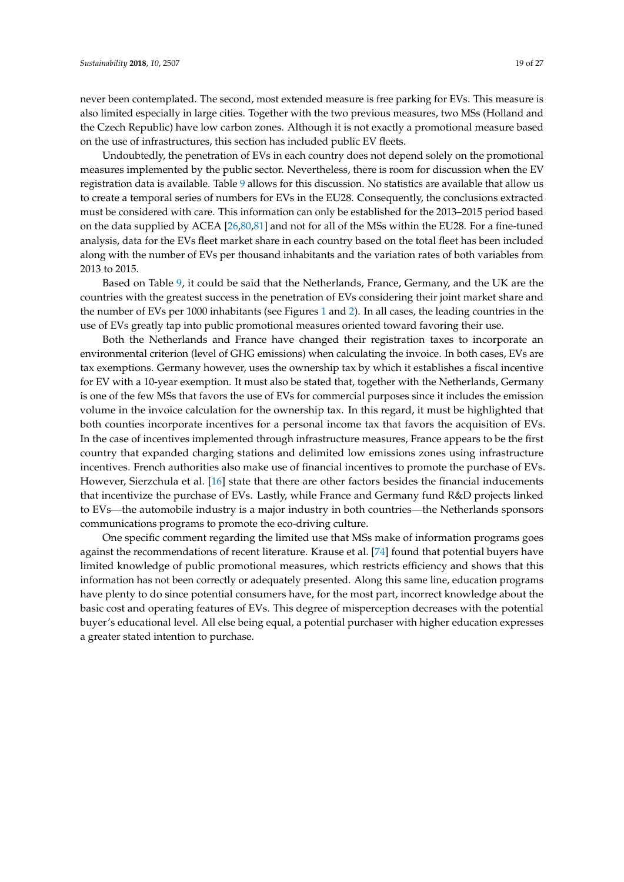never been contemplated. The second, most extended measure is free parking for EVs. This measure is also limited especially in large cities. Together with the two previous measures, two MSs (Holland and the Czech Republic) have low carbon zones. Although it is not exactly a promotional measure based on the use of infrastructures, this section has included public EV fleets.

Undoubtedly, the penetration of EVs in each country does not depend solely on the promotional measures implemented by the public sector. Nevertheless, there is room for discussion when the EV registration data is available. Table 9 allows for this discussion. No statistics are available that allow us to create a temporal series of numbers for EVs in the EU28. Consequently, the conclusions extracted must be considered with care. This information can only be established for the 2013–2015 period based on the data supplied by ACEA [26,80,81] and not for all of the MSs within the EU28. For a fine-tuned analysis, data for the EVs fleet market share in each country based on the total fleet has been included along with the number of EVs per thousand inhabitants and the variation rates of both variables from 2013 to 2015.

Based on Table 9, it could be said that the Netherlands, France, Germany, and the UK are the countries with the greatest success in the penetration of EVs considering their joint market share and the number of EVs per 1000 inhabitants (see Figures 1 and 2). In all cases, the leading countries in the use of EVs greatly tap into public promotional measures oriented toward favoring their use.

Both the Netherlands and France have changed their registration taxes to incorporate an environmental criterion (level of GHG emissions) when calculating the invoice. In both cases, EVs are tax exemptions. Germany however, uses the ownership tax by which it establishes a fiscal incentive for EV with a 10-year exemption. It must also be stated that, together with the Netherlands, Germany is one of the few MSs that favors the use of EVs for commercial purposes since it includes the emission volume in the invoice calculation for the ownership tax. In this regard, it must be highlighted that both counties incorporate incentives for a personal income tax that favors the acquisition of EVs. In the case of incentives implemented through infrastructure measures, France appears to be the first country that expanded charging stations and delimited low emissions zones using infrastructure incentives. French authorities also make use of financial incentives to promote the purchase of EVs. However, Sierzchula et al. [16] state that there are other factors besides the financial inducements that incentivize the purchase of EVs. Lastly, while France and Germany fund R&D projects linked to EVs—the automobile industry is a major industry in both countries—the Netherlands sponsors communications programs to promote the eco-driving culture.

One specific comment regarding the limited use that MSs make of information programs goes against the recommendations of recent literature. Krause et al. [74] found that potential buyers have limited knowledge of public promotional measures, which restricts efficiency and shows that this information has not been correctly or adequately presented. Along this same line, education programs have plenty to do since potential consumers have, for the most part, incorrect knowledge about the basic cost and operating features of EVs. This degree of misperception decreases with the potential buyer's educational level. All else being equal, a potential purchaser with higher education expresses a greater stated intention to purchase.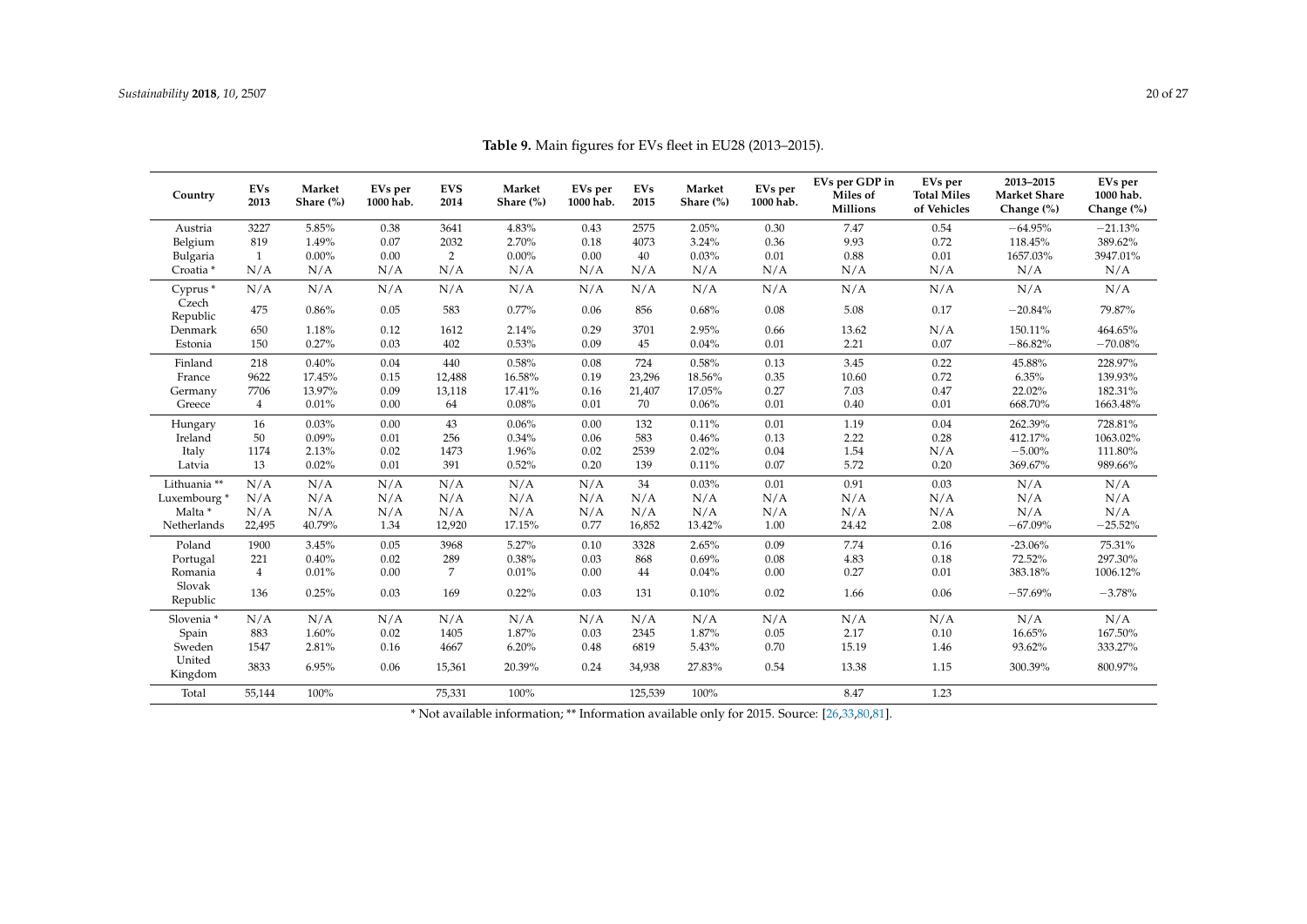**Table 9.** Main figures for EVs fleet in EU28 (2013–2015).

| Country | EVs 2013 | Market Share (%) | EVs per 1000 hab. | EVS 2014 | Market Share (%) | EVs per 1000 hab. | EVs 2015 | Market Share (%) | EVs per 1000 hab. | EVs per GDP in Miles of Millions | EVs per Total Miles of Vehicles | 2013–2015 Market Share Change (%) | EVs per 1000 hab. Change (%) |
|---|---|---|---|---|---|---|---|---|---|---|---|---|---|
| Austria | 3227 | 5.85% | 0.38 | 3641 | 4.83% | 0.43 | 2575 | 2.05% | 0.30 | 7.47 | 0.54 | −64.95% | −21.13% |
| Belgium | 819 | 1.49% | 0.07 | 2032 | 2.70% | 0.18 | 4073 | 3.24% | 0.36 | 9.93 | 0.72 | 118.45% | 389.62% |
| Bulgaria | 1 | 0.00% | 0.00 | 2 | 0.00% | 0.00 | 40 | 0.03% | 0.01 | 0.88 | 0.01 | 1657.03% | 3947.01% |
| Croatia * | N/A | N/A | N/A | N/A | N/A | N/A | N/A | N/A | N/A | N/A | N/A | N/A | N/A |
| Cyprus * | N/A | N/A | N/A | N/A | N/A | N/A | N/A | N/A | N/A | N/A | N/A | N/A | N/A |
| Czech Republic | 475 | 0.86% | 0.05 | 583 | 0.77% | 0.06 | 856 | 0.68% | 0.08 | 5.08 | 0.17 | −20.84% | 79.87% |
| Denmark | 650 | 1.18% | 0.12 | 1612 | 2.14% | 0.29 | 3701 | 2.95% | 0.66 | 13.62 | N/A | 150.11% | 464.65% |
| Estonia | 150 | 0.27% | 0.03 | 402 | 0.53% | 0.09 | 45 | 0.04% | 0.01 | 2.21 | 0.07 | −86.82% | −70.08% |
| Finland | 218 | 0.40% | 0.04 | 440 | 0.58% | 0.08 | 724 | 0.58% | 0.13 | 3.45 | 0.22 | 45.88% | 228.97% |
| France | 9622 | 17.45% | 0.15 | 12,488 | 16.58% | 0.19 | 23,296 | 18.56% | 0.35 | 10.60 | 0.72 | 6.35% | 139.93% |
| Germany | 7706 | 13.97% | 0.09 | 13,118 | 17.41% | 0.16 | 21,407 | 17.05% | 0.27 | 7.03 | 0.47 | 22.02% | 182.31% |
| Greece | 4 | 0.01% | 0.00 | 64 | 0.08% | 0.01 | 70 | 0.06% | 0.01 | 0.40 | 0.01 | 668.70% | 1663.48% |
| Hungary | 16 | 0.03% | 0.00 | 43 | 0.06% | 0.00 | 132 | 0.11% | 0.01 | 1.19 | 0.04 | 262.39% | 728.81% |
| Ireland | 50 | 0.09% | 0.01 | 256 | 0.34% | 0.06 | 583 | 0.46% | 0.13 | 2.22 | 0.28 | 412.17% | 1063.02% |
| Italy | 1174 | 2.13% | 0.02 | 1473 | 1.96% | 0.02 | 2539 | 2.02% | 0.04 | 1.54 | N/A | −5.00% | 111.80% |
| Latvia | 13 | 0.02% | 0.01 | 391 | 0.52% | 0.20 | 139 | 0.11% | 0.07 | 5.72 | 0.20 | 369.67% | 989.66% |
| Lithuania ** | N/A | N/A | N/A | N/A | N/A | N/A | 34 | 0.03% | 0.01 | 0.91 | 0.03 | N/A | N/A |
| Luxembourg * | N/A | N/A | N/A | N/A | N/A | N/A | N/A | N/A | N/A | N/A | N/A | N/A | N/A |
| Malta * | N/A | N/A | N/A | N/A | N/A | N/A | N/A | N/A | N/A | N/A | N/A | N/A | N/A |
| Netherlands | 22,495 | 40.79% | 1.34 | 12,920 | 17.15% | 0.77 | 16,852 | 13.42% | 1.00 | 24.42 | 2.08 | −67.09% | −25.52% |
| Poland | 1900 | 3.45% | 0.05 | 3968 | 5.27% | 0.10 | 3328 | 2.65% | 0.09 | 7.74 | 0.16 | -23.06% | 75.31% |
| Portugal | 221 | 0.40% | 0.02 | 289 | 0.38% | 0.03 | 868 | 0.69% | 0.08 | 4.83 | 0.18 | 72.52% | 297.30% |
| Romania | 4 | 0.01% | 0.00 | 7 | 0.01% | 0.00 | 44 | 0.04% | 0.00 | 0.27 | 0.01 | 383.18% | 1006.12% |
| Slovak Republic | 136 | 0.25% | 0.03 | 169 | 0.22% | 0.03 | 131 | 0.10% | 0.02 | 1.66 | 0.06 | −57.69% | −3.78% |
| Slovenia * | N/A | N/A | N/A | N/A | N/A | N/A | N/A | N/A | N/A | N/A | N/A | N/A | N/A |
| Spain | 883 | 1.60% | 0.02 | 1405 | 1.87% | 0.03 | 2345 | 1.87% | 0.05 | 2.17 | 0.10 | 16.65% | 167.50% |
| Sweden | 1547 | 2.81% | 0.16 | 4667 | 6.20% | 0.48 | 6819 | 5.43% | 0.70 | 15.19 | 1.46 | 93.62% | 333.27% |
| United Kingdom | 3833 | 6.95% | 0.06 | 15,361 | 20.39% | 0.24 | 34,938 | 27.83% | 0.54 | 13.38 | 1.15 | 300.39% | 800.97% |
| Total | 55,144 | 100% | | 75,331 | 100% | | 125,539 | 100% | | 8.47 | 1.23 | | |

* Not available information; ** Information available only for 2015. Source: [26,33,80,81].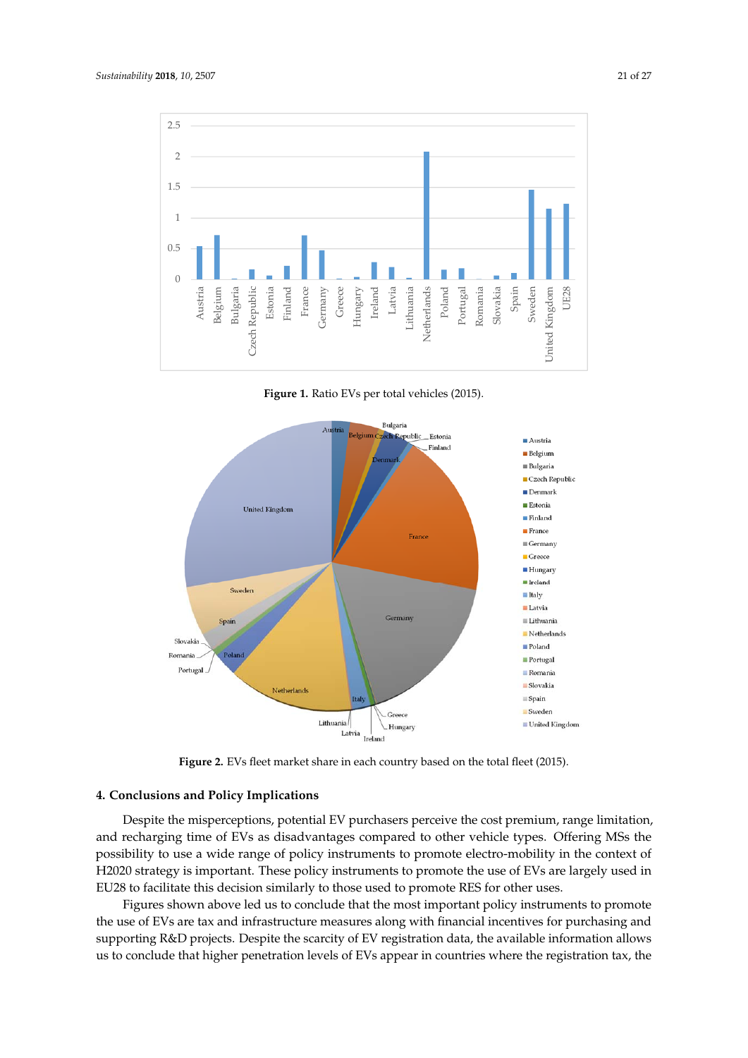**Figure 1.** Ratio EVs per total vehicles (2015).

**Figure 2.** EVs fleet market share in each country based on the total fleet (2015).

## 4. Conclusions and Policy Implications

Despite the misperceptions, potential EV purchasers perceive the cost premium, range limitation, and recharging time of EVs as disadvantages compared to other vehicle types. Offering MSs the possibility to use a wide range of policy instruments to promote electro-mobility in the context of H2020 strategy is important. These policy instruments to promote the use of EVs are largely used in EU28 to facilitate this decision similarly to those used to promote RES for other uses.

Figures shown above led us to conclude that the most important policy instruments to promote the use of EVs are tax and infrastructure measures along with financial incentives for purchasing and supporting R&D projects. Despite the scarcity of EV registration data, the available information allows us to conclude that higher penetration levels of EVs appear in countries where the registration tax, the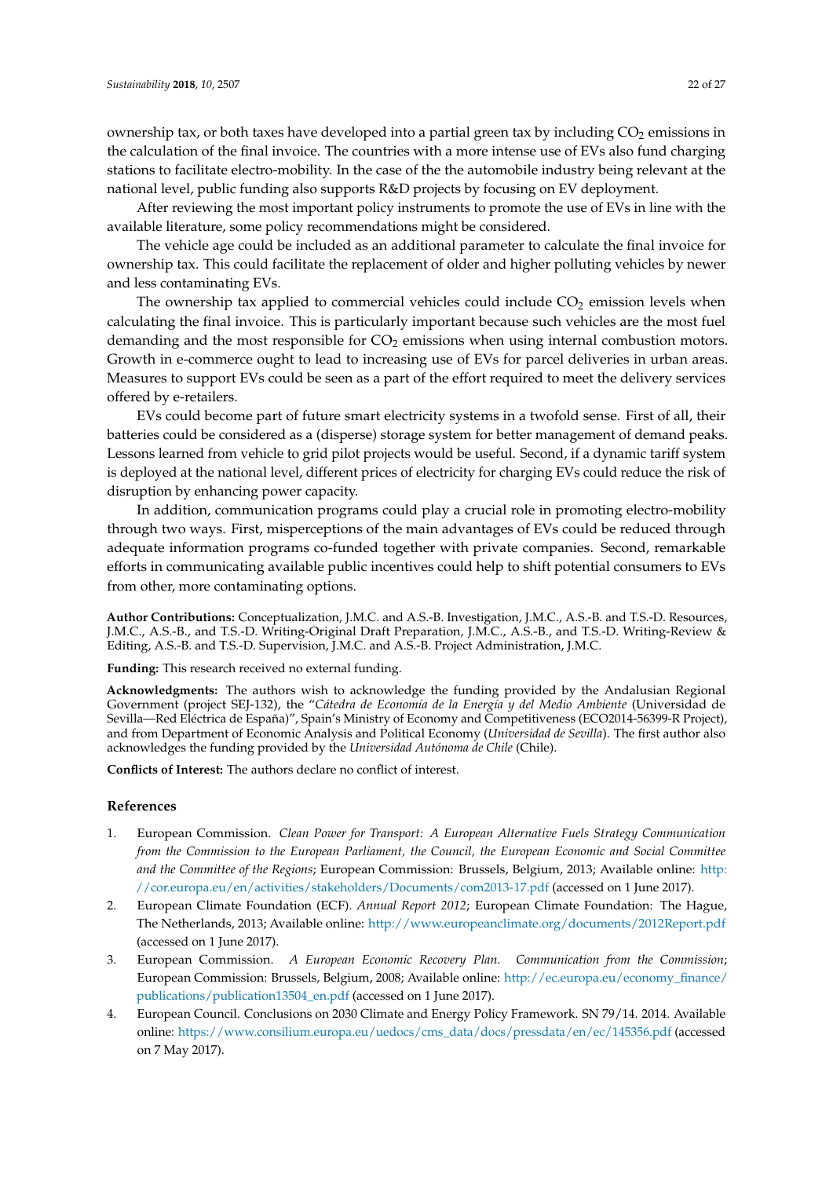ownership tax, or both taxes have developed into a partial green tax by including $CO_2$ emissions in the calculation of the final invoice. The countries with a more intense use of EVs also fund charging stations to facilitate electro-mobility. In the case of the the automobile industry being relevant at the national level, public funding also supports R&D projects by focusing on EV deployment.

After reviewing the most important policy instruments to promote the use of EVs in line with the available literature, some policy recommendations might be considered.

The vehicle age could be included as an additional parameter to calculate the final invoice for ownership tax. This could facilitate the replacement of older and higher polluting vehicles by newer and less contaminating EVs.

The ownership tax applied to commercial vehicles could include $CO_2$ emission levels when calculating the final invoice. This is particularly important because such vehicles are the most fuel demanding and the most responsible for $CO_2$ emissions when using internal combustion motors. Growth in e-commerce ought to lead to increasing use of EVs for parcel deliveries in urban areas. Measures to support EVs could be seen as a part of the effort required to meet the delivery services offered by e-retailers.

EVs could become part of future smart electricity systems in a twofold sense. First of all, their batteries could be considered as a (disperse) storage system for better management of demand peaks. Lessons learned from vehicle to grid pilot projects would be useful. Second, if a dynamic tariff system is deployed at the national level, different prices of electricity for charging EVs could reduce the risk of disruption by enhancing power capacity.

In addition, communication programs could play a crucial role in promoting electro-mobility through two ways. First, misperceptions of the main advantages of EVs could be reduced through adequate information programs co-funded together with private companies. Second, remarkable efforts in communicating available public incentives could help to shift potential consumers to EVs from other, more contaminating options.

**Author Contributions:** Conceptualization, J.M.C. and A.S.-B. Investigation, J.M.C., A.S.-B. and T.S.-D. Resources, J.M.C., A.S.-B., and T.S.-D. Writing-Original Draft Preparation, J.M.C., A.S.-B., and T.S.-D. Writing-Review & Editing, A.S.-B. and T.S.-D. Supervision, J.M.C. and A.S.-B. Project Administration, J.M.C.

**Funding:** This research received no external funding.

**Acknowledgments:** The authors wish to acknowledge the funding provided by the Andalusian Regional Government (project SEJ-132), the "*Cátedra de Economía de la Energía y del Medio Ambiente* (Universidad de Sevilla—Red Eléctrica de España)", Spain's Ministry of Economy and Competitiveness (ECO2014-56399-R Project), and from Department of Economic Analysis and Political Economy (*Universidad de Sevilla*). The first author also acknowledges the funding provided by the *Universidad Autónoma de Chile* (Chile).

**Conflicts of Interest:** The authors declare no conflict of interest.

## References

1. European Commission. *Clean Power for Transport: A European Alternative Fuels Strategy Communication from the Commission to the European Parliament, the Council, the European Economic and Social Committee and the Committee of the Regions*; European Commission: Brussels, Belgium, 2013; Available online: http://cor.europa.eu/en/activities/stakeholders/Documents/com2013-17.pdf (accessed on 1 June 2017).
2. European Climate Foundation (ECF). *Annual Report 2012*; European Climate Foundation: The Hague, The Netherlands, 2013; Available online: http://www.europeanclimate.org/documents/2012Report.pdf (accessed on 1 June 2017).
3. European Commission. *A European Economic Recovery Plan. Communication from the Commission*; European Commission: Brussels, Belgium, 2008; Available online: http://ec.europa.eu/economy_finance/publications/publication13504_en.pdf (accessed on 1 June 2017).
4. European Council. Conclusions on 2030 Climate and Energy Policy Framework. SN 79/14. 2014. Available online: https://www.consilium.europa.eu/uedocs/cms_data/docs/pressdata/en/ec/145356.pdf (accessed on 7 May 2017).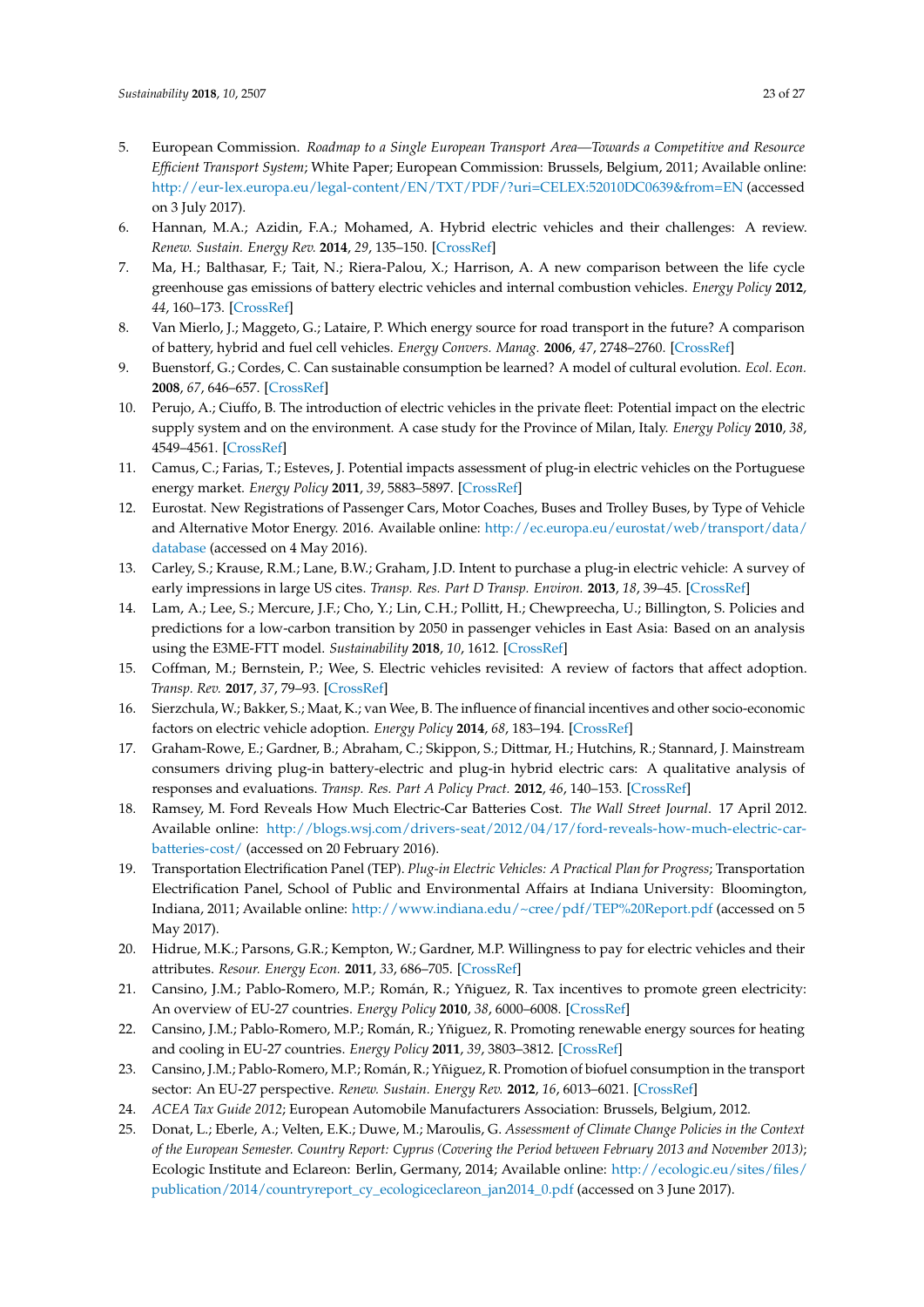5. European Commission. *Roadmap to a Single European Transport Area—Towards a Competitive and Resource Efficient Transport System*; White Paper; European Commission: Brussels, Belgium, 2011; Available online: http://eur-lex.europa.eu/legal-content/EN/TXT/PDF/?uri=CELEX:52010DC0639&from=EN (accessed on 3 July 2017).
6. Hannan, M.A.; Azidin, F.A.; Mohamed, A. Hybrid electric vehicles and their challenges: A review. *Renew. Sustain. Energy Rev.* **2014**, *29*, 135–150. [CrossRef]
7. Ma, H.; Balthasar, F.; Tait, N.; Riera-Palou, X.; Harrison, A. A new comparison between the life cycle greenhouse gas emissions of battery electric vehicles and internal combustion vehicles. *Energy Policy* **2012**, *44*, 160–173. [CrossRef]
8. Van Mierlo, J.; Maggeto, G.; Lataire, P. Which energy source for road transport in the future? A comparison of battery, hybrid and fuel cell vehicles. *Energy Convers. Manag.* **2006**, *47*, 2748–2760. [CrossRef]
9. Buenstorf, G.; Cordes, C. Can sustainable consumption be learned? A model of cultural evolution. *Ecol. Econ.* **2008**, *67*, 646–657. [CrossRef]
10. Perujo, A.; Ciuffo, B. The introduction of electric vehicles in the private fleet: Potential impact on the electric supply system and on the environment. A case study for the Province of Milan, Italy. *Energy Policy* **2010**, *38*, 4549–4561. [CrossRef]
11. Camus, C.; Farias, T.; Esteves, J. Potential impacts assessment of plug-in electric vehicles on the Portuguese energy market. *Energy Policy* **2011**, *39*, 5883–5897. [CrossRef]
12. Eurostat. New Registrations of Passenger Cars, Motor Coaches, Buses and Trolley Buses, by Type of Vehicle and Alternative Motor Energy. 2016. Available online: http://ec.europa.eu/eurostat/web/transport/data/database (accessed on 4 May 2016).
13. Carley, S.; Krause, R.M.; Lane, B.W.; Graham, J.D. Intent to purchase a plug-in electric vehicle: A survey of early impressions in large US cites. *Transp. Res. Part D Transp. Environ.* **2013**, *18*, 39–45. [CrossRef]
14. Lam, A.; Lee, S.; Mercure, J.F.; Cho, Y.; Lin, C.H.; Pollitt, H.; Chewpreecha, U.; Billington, S. Policies and predictions for a low-carbon transition by 2050 in passenger vehicles in East Asia: Based on an analysis using the E3ME-FTT model. *Sustainability* **2018**, *10*, 1612. [CrossRef]
15. Coffman, M.; Bernstein, P.; Wee, S. Electric vehicles revisited: A review of factors that affect adoption. *Transp. Rev.* **2017**, *37*, 79–93. [CrossRef]
16. Sierzchula, W.; Bakker, S.; Maat, K.; van Wee, B. The influence of financial incentives and other socio-economic factors on electric vehicle adoption. *Energy Policy* **2014**, *68*, 183–194. [CrossRef]
17. Graham-Rowe, E.; Gardner, B.; Abraham, C.; Skippon, S.; Dittmar, H.; Hutchins, R.; Stannard, J. Mainstream consumers driving plug-in battery-electric and plug-in hybrid electric cars: A qualitative analysis of responses and evaluations. *Transp. Res. Part A Policy Pract.* **2012**, *46*, 140–153. [CrossRef]
18. Ramsey, M. Ford Reveals How Much Electric-Car Batteries Cost. *The Wall Street Journal*. 17 April 2012. Available online: http://blogs.wsj.com/drivers-seat/2012/04/17/ford-reveals-how-much-electric-car-batteries-cost/ (accessed on 20 February 2016).
19. Transportation Electrification Panel (TEP). *Plug-in Electric Vehicles: A Practical Plan for Progress*; Transportation Electrification Panel, School of Public and Environmental Affairs at Indiana University: Bloomington, Indiana, 2011; Available online: http://www.indiana.edu/~cree/pdf/TEP%20Report.pdf (accessed on 5 May 2017).
20. Hidrue, M.K.; Parsons, G.R.; Kempton, W.; Gardner, M.P. Willingness to pay for electric vehicles and their attributes. *Resour. Energy Econ.* **2011**, *33*, 686–705. [CrossRef]
21. Cansino, J.M.; Pablo-Romero, M.P.; Román, R.; Yñiguez, R. Tax incentives to promote green electricity: An overview of EU-27 countries. *Energy Policy* **2010**, *38*, 6000–6008. [CrossRef]
22. Cansino, J.M.; Pablo-Romero, M.P.; Román, R.; Yñiguez, R. Promoting renewable energy sources for heating and cooling in EU-27 countries. *Energy Policy* **2011**, *39*, 3803–3812. [CrossRef]
23. Cansino, J.M.; Pablo-Romero, M.P.; Román, R.; Yñiguez, R. Promotion of biofuel consumption in the transport sector: An EU-27 perspective. *Renew. Sustain. Energy Rev.* **2012**, *16*, 6013–6021. [CrossRef]
24. *ACEA Tax Guide 2012*; European Automobile Manufacturers Association: Brussels, Belgium, 2012.
25. Donat, L.; Eberle, A.; Velten, E.K.; Duwe, M.; Maroulis, G. *Assessment of Climate Change Policies in the Context of the European Semester. Country Report: Cyprus (Covering the Period between February 2013 and November 2013)*; Ecologic Institute and Eclareon: Berlin, Germany, 2014; Available online: http://ecologic.eu/sites/files/publication/2014/countryreport_cy_ecologiceclareon_jan2014_0.pdf (accessed on 3 June 2017).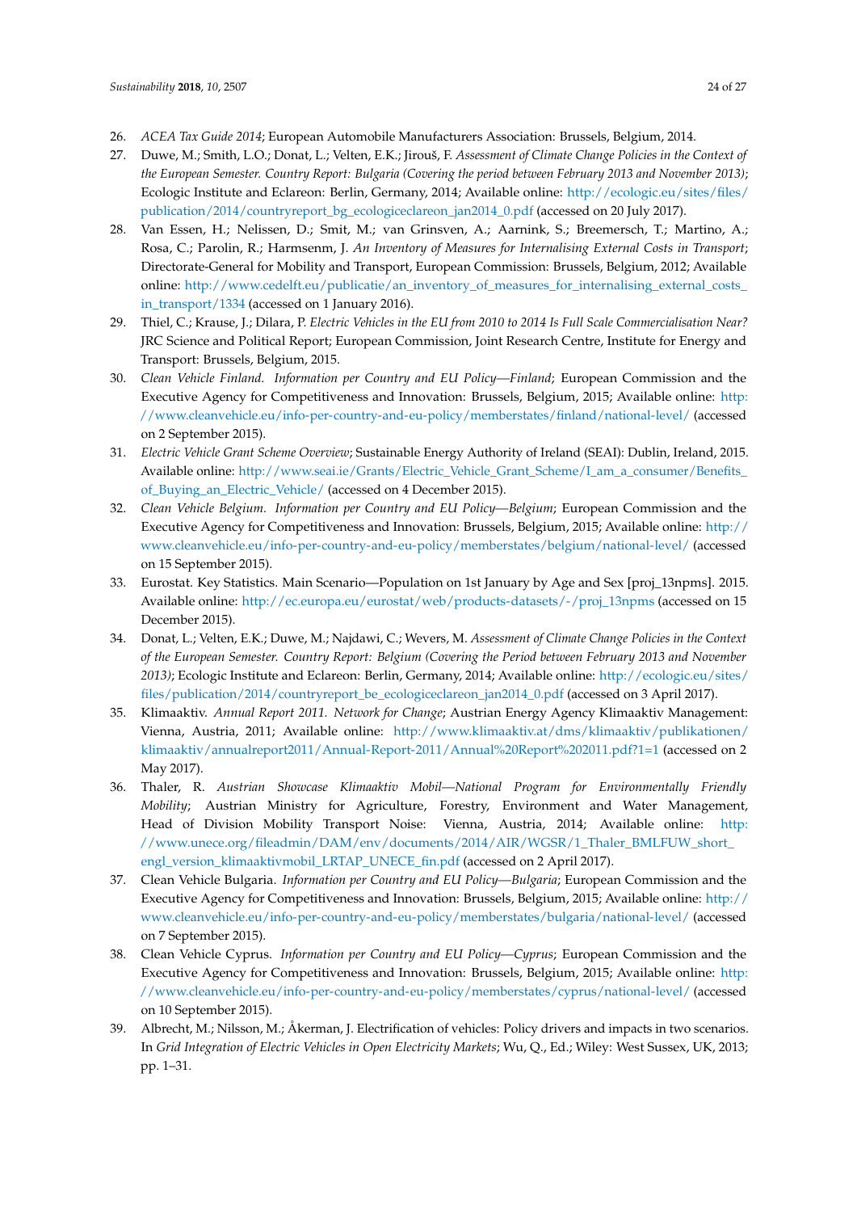26. *ACEA Tax Guide 2014*; European Automobile Manufacturers Association: Brussels, Belgium, 2014.
27. Duwe, M.; Smith, L.O.; Donat, L.; Velten, E.K.; Jirouš, F. *Assessment of Climate Change Policies in the Context of the European Semester. Country Report: Bulgaria (Covering the period between February 2013 and November 2013)*; Ecologic Institute and Eclareon: Berlin, Germany, 2014; Available online: http://ecologic.eu/sites/files/publication/2014/countryreport_bg_ecologiceclareon_jan2014_0.pdf (accessed on 20 July 2017).
28. Van Essen, H.; Nelissen, D.; Smit, M.; van Grinsven, A.; Aarnink, S.; Breemersch, T.; Martino, A.; Rosa, C.; Parolin, R.; Harmsenm, J. *An Inventory of Measures for Internalising External Costs in Transport*; Directorate-General for Mobility and Transport, European Commission: Brussels, Belgium, 2012; Available online: http://www.cedelft.eu/publicatie/an_inventory_of_measures_for_internalising_external_costs_in_transport/1334 (accessed on 1 January 2016).
29. Thiel, C.; Krause, J.; Dilara, P. *Electric Vehicles in the EU from 2010 to 2014 Is Full Scale Commercialisation Near?* JRC Science and Political Report; European Commission, Joint Research Centre, Institute for Energy and Transport: Brussels, Belgium, 2015.
30. *Clean Vehicle Finland. Information per Country and EU Policy—Finland*; European Commission and the Executive Agency for Competitiveness and Innovation: Brussels, Belgium, 2015; Available online: http://www.cleanvehicle.eu/info-per-country-and-eu-policy/memberstates/finland/national-level/ (accessed on 2 September 2015).
31. *Electric Vehicle Grant Scheme Overview*; Sustainable Energy Authority of Ireland (SEAI): Dublin, Ireland, 2015. Available online: http://www.seai.ie/Grants/Electric_Vehicle_Grant_Scheme/I_am_a_consumer/Benefits_of_Buying_an_Electric_Vehicle/ (accessed on 4 December 2015).
32. *Clean Vehicle Belgium. Information per Country and EU Policy—Belgium*; European Commission and the Executive Agency for Competitiveness and Innovation: Brussels, Belgium, 2015; Available online: http://www.cleanvehicle.eu/info-per-country-and-eu-policy/memberstates/belgium/national-level/ (accessed on 15 September 2015).
33. Eurostat. Key Statistics. Main Scenario—Population on 1st January by Age and Sex [proj_13npms]. 2015. Available online: http://ec.europa.eu/eurostat/web/products-datasets/-/proj_13npms (accessed on 15 December 2015).
34. Donat, L.; Velten, E.K.; Duwe, M.; Najdawi, C.; Wevers, M. *Assessment of Climate Change Policies in the Context of the European Semester. Country Report: Belgium (Covering the Period between February 2013 and November 2013)*; Ecologic Institute and Eclareon: Berlin, Germany, 2014; Available online: http://ecologic.eu/sites/files/publication/2014/countryreport_be_ecologiceclareon_jan2014_0.pdf (accessed on 3 April 2017).
35. Klimaaktiv. *Annual Report 2011. Network for Change*; Austrian Energy Agency Klimaaktiv Management: Vienna, Austria, 2011; Available online: http://www.klimaaktiv.at/dms/klimaaktiv/publikationen/klimaaktiv/annualreport2011/Annual-Report-2011/Annual%20Report%202011.pdf?1=1 (accessed on 2 May 2017).
36. Thaler, R. *Austrian Showcase Klimaaktiv Mobil—National Program for Environmentally Friendly Mobility*; Austrian Ministry for Agriculture, Forestry, Environment and Water Management, Head of Division Mobility Transport Noise: Vienna, Austria, 2014; Available online: http://www.unece.org/fileadmin/DAM/env/documents/2014/AIR/WGSR/1_Thaler_BMLFUW_short_engl_version_klimaaktivmobil_LRTAP_UNECE_fin.pdf (accessed on 2 April 2017).
37. Clean Vehicle Bulgaria. *Information per Country and EU Policy—Bulgaria*; European Commission and the Executive Agency for Competitiveness and Innovation: Brussels, Belgium, 2015; Available online: http://www.cleanvehicle.eu/info-per-country-and-eu-policy/memberstates/bulgaria/national-level/ (accessed on 7 September 2015).
38. Clean Vehicle Cyprus. *Information per Country and EU Policy—Cyprus*; European Commission and the Executive Agency for Competitiveness and Innovation: Brussels, Belgium, 2015; Available online: http://www.cleanvehicle.eu/info-per-country-and-eu-policy/memberstates/cyprus/national-level/ (accessed on 10 September 2015).
39. Albrecht, M.; Nilsson, M.; Åkerman, J. Electrification of vehicles: Policy drivers and impacts in two scenarios. In *Grid Integration of Electric Vehicles in Open Electricity Markets*; Wu, Q., Ed.; Wiley: West Sussex, UK, 2013; pp. 1–31.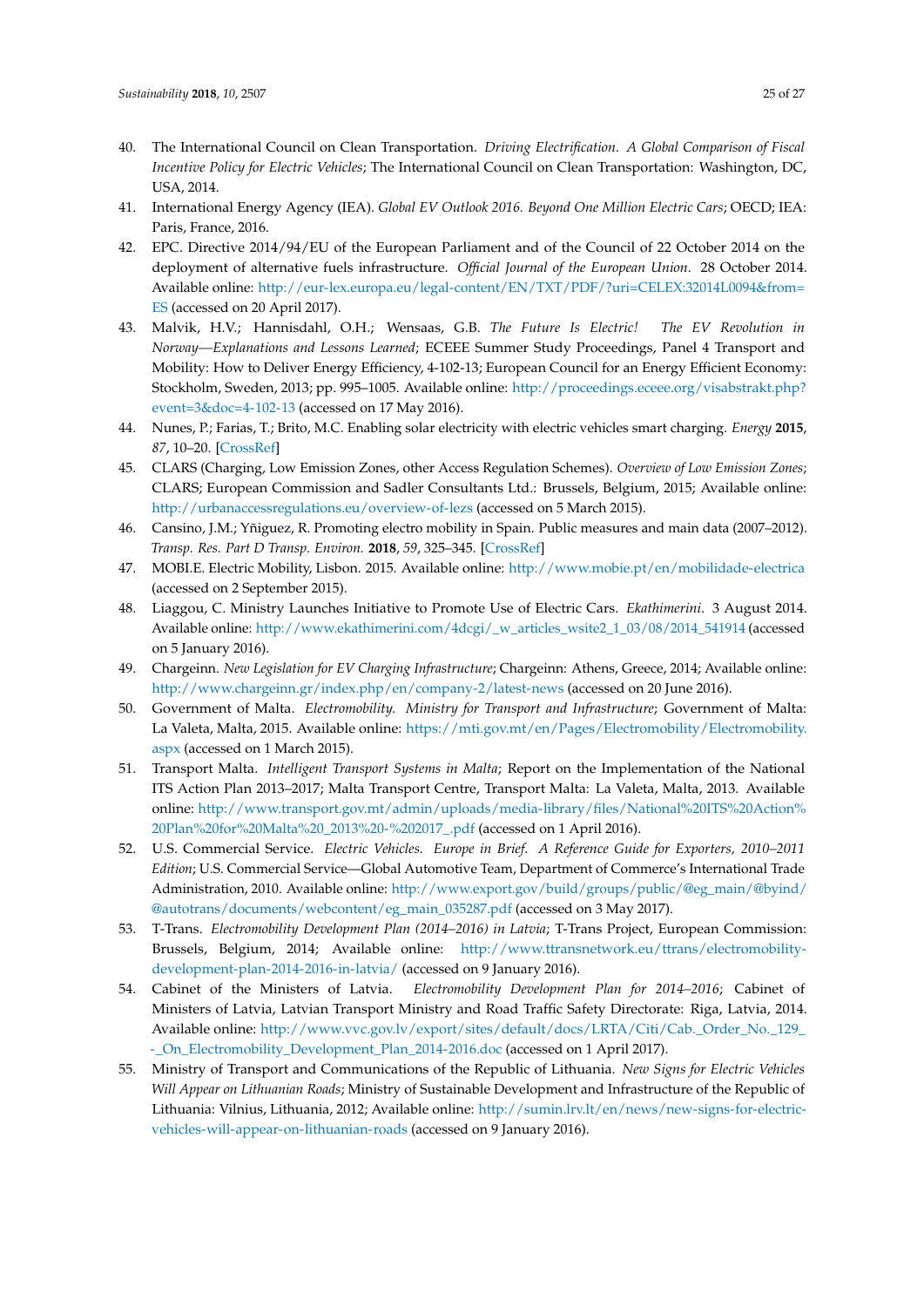40. The International Council on Clean Transportation. *Driving Electrification. A Global Comparison of Fiscal Incentive Policy for Electric Vehicles*; The International Council on Clean Transportation: Washington, DC, USA, 2014.
41. International Energy Agency (IEA). *Global EV Outlook 2016. Beyond One Million Electric Cars*; OECD; IEA: Paris, France, 2016.
42. EPC. Directive 2014/94/EU of the European Parliament and of the Council of 22 October 2014 on the deployment of alternative fuels infrastructure. *Official Journal of the European Union*. 28 October 2014. Available online: http://eur-lex.europa.eu/legal-content/EN/TXT/PDF/?uri=CELEX:32014L0094&from=ES (accessed on 20 April 2017).
43. Malvik, H.V.; Hannisdahl, O.H.; Wensaas, G.B. *The Future Is Electric! The EV Revolution in Norway—Explanations and Lessons Learned*; ECEEE Summer Study Proceedings, Panel 4 Transport and Mobility: How to Deliver Energy Efficiency, 4-102-13; European Council for an Energy Efficient Economy: Stockholm, Sweden, 2013; pp. 995–1005. Available online: http://proceedings.eceee.org/visabstrakt.php?event=3&doc=4-102-13 (accessed on 17 May 2016).
44. Nunes, P.; Farias, T.; Brito, M.C. Enabling solar electricity with electric vehicles smart charging. *Energy* **2015**, *87*, 10–20. [CrossRef]
45. CLARS (Charging, Low Emission Zones, other Access Regulation Schemes). *Overview of Low Emission Zones*; CLARS; European Commission and Sadler Consultants Ltd.: Brussels, Belgium, 2015; Available online: http://urbanaccessregulations.eu/overview-of-lezs (accessed on 5 March 2015).
46. Cansino, J.M.; Yñiguez, R. Promoting electro mobility in Spain. Public measures and main data (2007–2012). *Transp. Res. Part D Transp. Environ.* **2018**, *59*, 325–345. [CrossRef]
47. MOBI.E. Electric Mobility, Lisbon. 2015. Available online: http://www.mobie.pt/en/mobilidade-electrica (accessed on 2 September 2015).
48. Liaggou, C. Ministry Launches Initiative to Promote Use of Electric Cars. *Ekathimerini*. 3 August 2014. Available online: http://www.ekathimerini.com/4dcgi/_w_articles_wsite2_1_03/08/2014_541914 (accessed on 5 January 2016).
49. Chargeinn. *New Legislation for EV Charging Infrastructure*; Chargeinn: Athens, Greece, 2014; Available online: http://www.chargeinn.gr/index.php/en/company-2/latest-news (accessed on 20 June 2016).
50. Government of Malta. *Electromobility. Ministry for Transport and Infrastructure*; Government of Malta: La Valeta, Malta, 2015. Available online: https://mti.gov.mt/en/Pages/Electromobility/Electromobility.aspx (accessed on 1 March 2015).
51. Transport Malta. *Intelligent Transport Systems in Malta*; Report on the Implementation of the National ITS Action Plan 2013–2017; Malta Transport Centre, Transport Malta: La Valeta, Malta, 2013. Available online: http://www.transport.gov.mt/admin/uploads/media-library/files/National%20ITS%20Action%20Plan%20for%20Malta%20_2013%20-%202017_.pdf (accessed on 1 April 2016).
52. U.S. Commercial Service. *Electric Vehicles. Europe in Brief. A Reference Guide for Exporters, 2010–2011 Edition*; U.S. Commercial Service—Global Automotive Team, Department of Commerce's International Trade Administration, 2010. Available online: http://www.export.gov/build/groups/public/@eg_main/@byind/@autotrans/documents/webcontent/eg_main_035287.pdf (accessed on 3 May 2017).
53. T-Trans. *Electromobility Development Plan (2014–2016) in Latvia*; T-Trans Project, European Commission: Brussels, Belgium, 2014; Available online: http://www.ttransnetwork.eu/ttrans/electromobility-development-plan-2014-2016-in-latvia/ (accessed on 9 January 2016).
54. Cabinet of the Ministers of Latvia. *Electromobility Development Plan for 2014–2016*; Cabinet of Ministers of Latvia, Latvian Transport Ministry and Road Traffic Safety Directorate: Riga, Latvia, 2014. Available online: http://www.vvc.gov.lv/export/sites/default/docs/LRTA/Citi/Cab._Order_No._129_-_On_Electromobility_Development_Plan_2014-2016.doc (accessed on 1 April 2017).
55. Ministry of Transport and Communications of the Republic of Lithuania. *New Signs for Electric Vehicles Will Appear on Lithuanian Roads*; Ministry of Sustainable Development and Infrastructure of the Republic of Lithuania: Vilnius, Lithuania, 2012; Available online: http://sumin.lrv.lt/en/news/new-signs-for-electric-vehicles-will-appear-on-lithuanian-roads (accessed on 9 January 2016).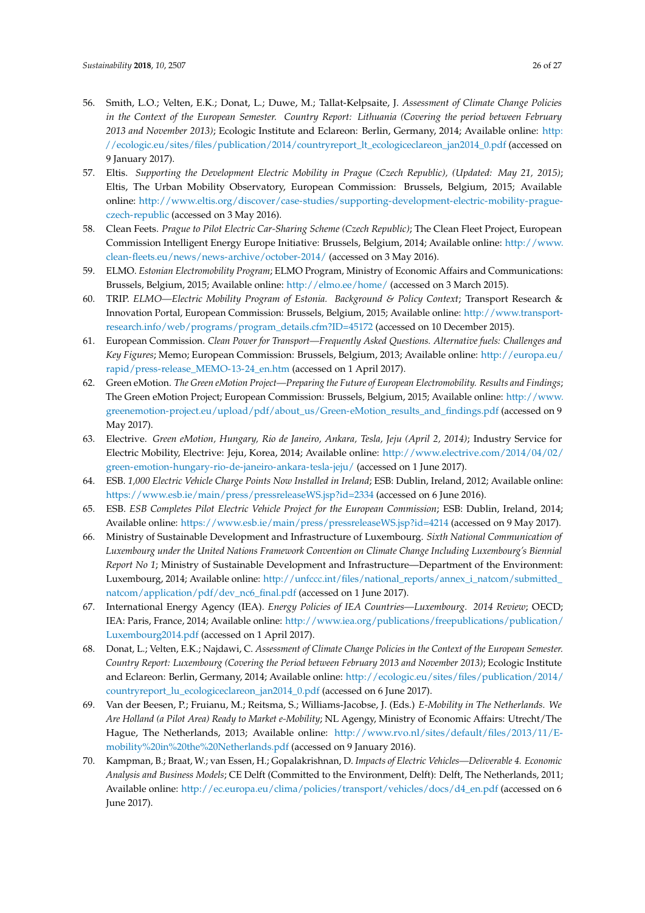56. Smith, L.O.; Velten, E.K.; Donat, L.; Duwe, M.; Tallat-Kelpsaite, J. *Assessment of Climate Change Policies in the Context of the European Semester. Country Report: Lithuania (Covering the period between February 2013 and November 2013)*; Ecologic Institute and Eclareon: Berlin, Germany, 2014; Available online: http://ecologic.eu/sites/files/publication/2014/countryreport_lt_ecologiceclareon_jan2014_0.pdf (accessed on 9 January 2017).
57. Eltis. *Supporting the Development Electric Mobility in Prague (Czech Republic), (Updated: May 21, 2015)*; Eltis, The Urban Mobility Observatory, European Commission: Brussels, Belgium, 2015; Available online: http://www.eltis.org/discover/case-studies/supporting-development-electric-mobility-prague-czech-republic (accessed on 3 May 2016).
58. Clean Feets. *Prague to Pilot Electric Car-Sharing Scheme (Czech Republic)*; The Clean Fleet Project, European Commission Intelligent Energy Europe Initiative: Brussels, Belgium, 2014; Available online: http://www.clean-fleets.eu/news/news-archive/october-2014/ (accessed on 3 May 2016).
59. ELMO. *Estonian Electromobility Program*; ELMO Program, Ministry of Economic Affairs and Communications: Brussels, Belgium, 2015; Available online: http://elmo.ee/home/ (accessed on 3 March 2015).
60. TRIP. *ELMO—Electric Mobility Program of Estonia. Background & Policy Context*; Transport Research & Innovation Portal, European Commission: Brussels, Belgium, 2015; Available online: http://www.transport-research.info/web/programs/program_details.cfm?ID=45172 (accessed on 10 December 2015).
61. European Commission. *Clean Power for Transport—Frequently Asked Questions. Alternative fuels: Challenges and Key Figures*; Memo; European Commission: Brussels, Belgium, 2013; Available online: http://europa.eu/rapid/press-release_MEMO-13-24_en.htm (accessed on 1 April 2017).
62. Green eMotion. *The Green eMotion Project—Preparing the Future of European Electromobility. Results and Findings*; The Green eMotion Project; European Commission: Brussels, Belgium, 2015; Available online: http://www.greenemotion-project.eu/upload/pdf/about_us/Green-eMotion_results_and_findings.pdf (accessed on 9 May 2017).
63. Electrive. *Green eMotion, Hungary, Rio de Janeiro, Ankara, Tesla, Jeju (April 2, 2014)*; Industry Service for Electric Mobility, Electrive: Jeju, Korea, 2014; Available online: http://www.electrive.com/2014/04/02/green-emotion-hungary-rio-de-janeiro-ankara-tesla-jeju/ (accessed on 1 June 2017).
64. ESB. *1,000 Electric Vehicle Charge Points Now Installed in Ireland*; ESB: Dublin, Ireland, 2012; Available online: https://www.esb.ie/main/press/pressreleaseWS.jsp?id=2334 (accessed on 6 June 2016).
65. ESB. *ESB Completes Pilot Electric Vehicle Project for the European Commission*; ESB: Dublin, Ireland, 2014; Available online: https://www.esb.ie/main/press/pressreleaseWS.jsp?id=4214 (accessed on 9 May 2017).
66. Ministry of Sustainable Development and Infrastructure of Luxembourg. *Sixth National Communication of Luxembourg under the United Nations Framework Convention on Climate Change Including Luxembourg's Biennial Report No 1*; Ministry of Sustainable Development and Infrastructure—Department of the Environment: Luxembourg, 2014; Available online: http://unfccc.int/files/national_reports/annex_i_natcom/submitted_natcom/application/pdf/dev_nc6_final.pdf (accessed on 1 June 2017).
67. International Energy Agency (IEA). *Energy Policies of IEA Countries—Luxembourg. 2014 Review*; OECD; IEA: Paris, France, 2014; Available online: http://www.iea.org/publications/freepublications/publication/Luxembourg2014.pdf (accessed on 1 April 2017).
68. Donat, L.; Velten, E.K.; Najdawi, C. *Assessment of Climate Change Policies in the Context of the European Semester. Country Report: Luxembourg (Covering the Period between February 2013 and November 2013)*; Ecologic Institute and Eclareon: Berlin, Germany, 2014; Available online: http://ecologic.eu/sites/files/publication/2014/countryreport_lu_ecologiceclareon_jan2014_0.pdf (accessed on 6 June 2017).
69. Van der Beesen, P.; Fruianu, M.; Reitsma, S.; Williams-Jacobse, J. (Eds.) *E-Mobility in The Netherlands. We Are Holland (a Pilot Area) Ready to Market e-Mobility*; NL Agengy, Ministry of Economic Affairs: Utrecht/The Hague, The Netherlands, 2013; Available online: http://www.rvo.nl/sites/default/files/2013/11/E-mobility%20in%20the%20Netherlands.pdf (accessed on 9 January 2016).
70. Kampman, B.; Braat, W.; van Essen, H.; Gopalakrishnan, D. *Impacts of Electric Vehicles—Deliverable 4. Economic Analysis and Business Models*; CE Delft (Committed to the Environment, Delft): Delft, The Netherlands, 2011; Available online: http://ec.europa.eu/clima/policies/transport/vehicles/docs/d4_en.pdf (accessed on 6 June 2017).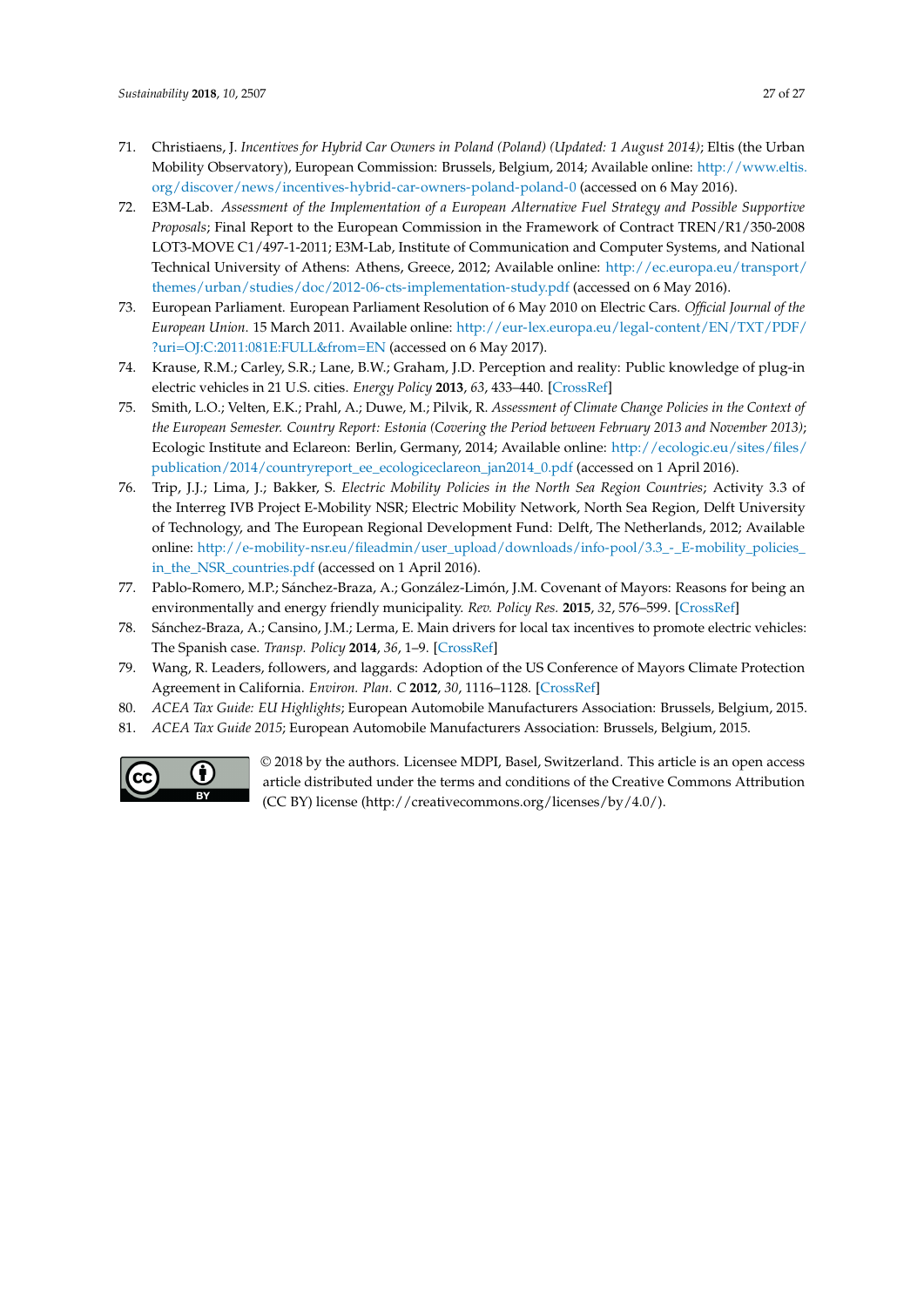71. Christiaens, J. *Incentives for Hybrid Car Owners in Poland (Poland) (Updated: 1 August 2014)*; Eltis (the Urban Mobility Observatory), European Commission: Brussels, Belgium, 2014; Available online: http://www.eltis.org/discover/news/incentives-hybrid-car-owners-poland-poland-0 (accessed on 6 May 2016).
72. E3M-Lab. *Assessment of the Implementation of a European Alternative Fuel Strategy and Possible Supportive Proposals*; Final Report to the European Commission in the Framework of Contract TREN/R1/350-2008 LOT3-MOVE C1/497-1-2011; E3M-Lab, Institute of Communication and Computer Systems, and National Technical University of Athens: Athens, Greece, 2012; Available online: http://ec.europa.eu/transport/themes/urban/studies/doc/2012-06-cts-implementation-study.pdf (accessed on 6 May 2016).
73. European Parliament. European Parliament Resolution of 6 May 2010 on Electric Cars. *Official Journal of the European Union*. 15 March 2011. Available online: http://eur-lex.europa.eu/legal-content/EN/TXT/PDF/?uri=OJ:C:2011:081E:FULL&from=EN (accessed on 6 May 2017).
74. Krause, R.M.; Carley, S.R.; Lane, B.W.; Graham, J.D. Perception and reality: Public knowledge of plug-in electric vehicles in 21 U.S. cities. *Energy Policy* **2013**, *63*, 433–440. [CrossRef]
75. Smith, L.O.; Velten, E.K.; Prahl, A.; Duwe, M.; Pilvik, R. *Assessment of Climate Change Policies in the Context of the European Semester. Country Report: Estonia (Covering the Period between February 2013 and November 2013)*; Ecologic Institute and Eclareon: Berlin, Germany, 2014; Available online: http://ecologic.eu/sites/files/publication/2014/countryreport_ee_ecologiceclareon_jan2014_0.pdf (accessed on 1 April 2016).
76. Trip, J.J.; Lima, J.; Bakker, S. *Electric Mobility Policies in the North Sea Region Countries*; Activity 3.3 of the Interreg IVB Project E-Mobility NSR; Electric Mobility Network, North Sea Region, Delft University of Technology, and The European Regional Development Fund: Delft, The Netherlands, 2012; Available online: http://e-mobility-nsr.eu/fileadmin/user_upload/downloads/info-pool/3.3_-_E-mobility_policies_in_the_NSR_countries.pdf (accessed on 1 April 2016).
77. Pablo-Romero, M.P.; Sánchez-Braza, A.; González-Limón, J.M. Covenant of Mayors: Reasons for being an environmentally and energy friendly municipality. *Rev. Policy Res.* **2015**, *32*, 576–599. [CrossRef]
78. Sánchez-Braza, A.; Cansino, J.M.; Lerma, E. Main drivers for local tax incentives to promote electric vehicles: The Spanish case. *Transp. Policy* **2014**, *36*, 1–9. [CrossRef]
79. Wang, R. Leaders, followers, and laggards: Adoption of the US Conference of Mayors Climate Protection Agreement in California. *Environ. Plan. C* **2012**, *30*, 1116–1128. [CrossRef]
80. *ACEA Tax Guide: EU Highlights*; European Automobile Manufacturers Association: Brussels, Belgium, 2015.
81. *ACEA Tax Guide 2015*; European Automobile Manufacturers Association: Brussels, Belgium, 2015.

© 2018 by the authors. Licensee MDPI, Basel, Switzerland. This article is an open access article distributed under the terms and conditions of the Creative Commons Attribution (CC BY) license (http://creativecommons.org/licenses/by/4.0/).